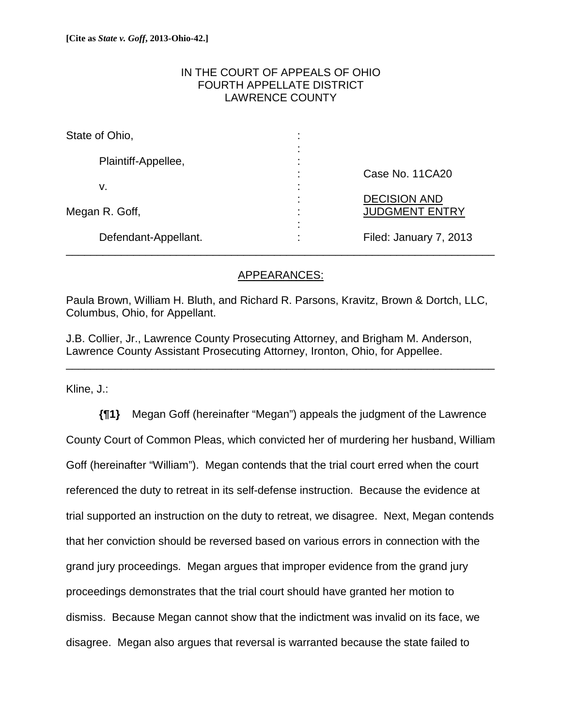**[Cite as *State v. Goff*, 2013-Ohio-42.]**

IN THE COURT OF APPEALS OF OHIO
FOURTH APPELLATE DISTRICT
LAWRENCE COUNTY

| | | |
|---|---|---|
| State of Ohio, | : | |
| Plaintiff-Appellee, | : | Case No. 11CA20 |
| v. | : | |
| Megan R. Goff, | : | DECISION AND JUDGMENT ENTRY |
| Defendant-Appellant. | : | Filed: January 7, 2013 |

---

APPEARANCES:

Paula Brown, William H. Bluth, and Richard R. Parsons, Kravitz, Brown & Dortch, LLC, Columbus, Ohio, for Appellant.

J.B. Collier, Jr., Lawrence County Prosecuting Attorney, and Brigham M. Anderson, Lawrence County Assistant Prosecuting Attorney, Ironton, Ohio, for Appellee.

---

Kline, J.:

**{¶1}** Megan Goff (hereinafter "Megan") appeals the judgment of the Lawrence County Court of Common Pleas, which convicted her of murdering her husband, William Goff (hereinafter "William"). Megan contends that the trial court erred when the court referenced the duty to retreat in its self-defense instruction. Because the evidence at trial supported an instruction on the duty to retreat, we disagree. Next, Megan contends that her conviction should be reversed based on various errors in connection with the grand jury proceedings. Megan argues that improper evidence from the grand jury proceedings demonstrates that the trial court should have granted her motion to dismiss. Because Megan cannot show that the indictment was invalid on its face, we disagree. Megan also argues that reversal is warranted because the state failed to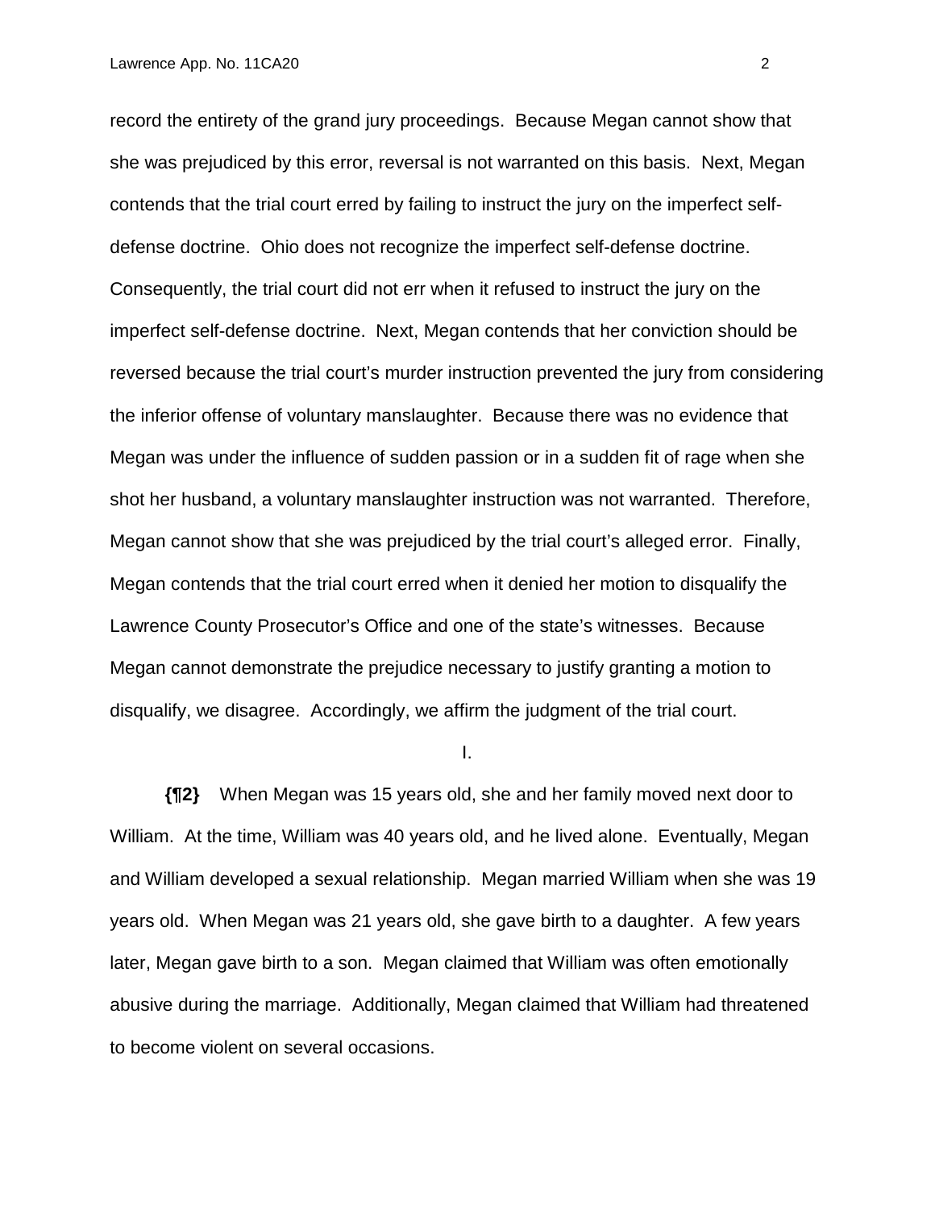record the entirety of the grand jury proceedings. Because Megan cannot show that she was prejudiced by this error, reversal is not warranted on this basis. Next, Megan contends that the trial court erred by failing to instruct the jury on the imperfect self-defense doctrine. Ohio does not recognize the imperfect self-defense doctrine. Consequently, the trial court did not err when it refused to instruct the jury on the imperfect self-defense doctrine. Next, Megan contends that her conviction should be reversed because the trial court's murder instruction prevented the jury from considering the inferior offense of voluntary manslaughter. Because there was no evidence that Megan was under the influence of sudden passion or in a sudden fit of rage when she shot her husband, a voluntary manslaughter instruction was not warranted. Therefore, Megan cannot show that she was prejudiced by the trial court's alleged error. Finally, Megan contends that the trial court erred when it denied her motion to disqualify the Lawrence County Prosecutor's Office and one of the state's witnesses. Because Megan cannot demonstrate the prejudice necessary to justify granting a motion to disqualify, we disagree. Accordingly, we affirm the judgment of the trial court.

I.

**{¶2}** When Megan was 15 years old, she and her family moved next door to William. At the time, William was 40 years old, and he lived alone. Eventually, Megan and William developed a sexual relationship. Megan married William when she was 19 years old. When Megan was 21 years old, she gave birth to a daughter. A few years later, Megan gave birth to a son. Megan claimed that William was often emotionally abusive during the marriage. Additionally, Megan claimed that William had threatened to become violent on several occasions.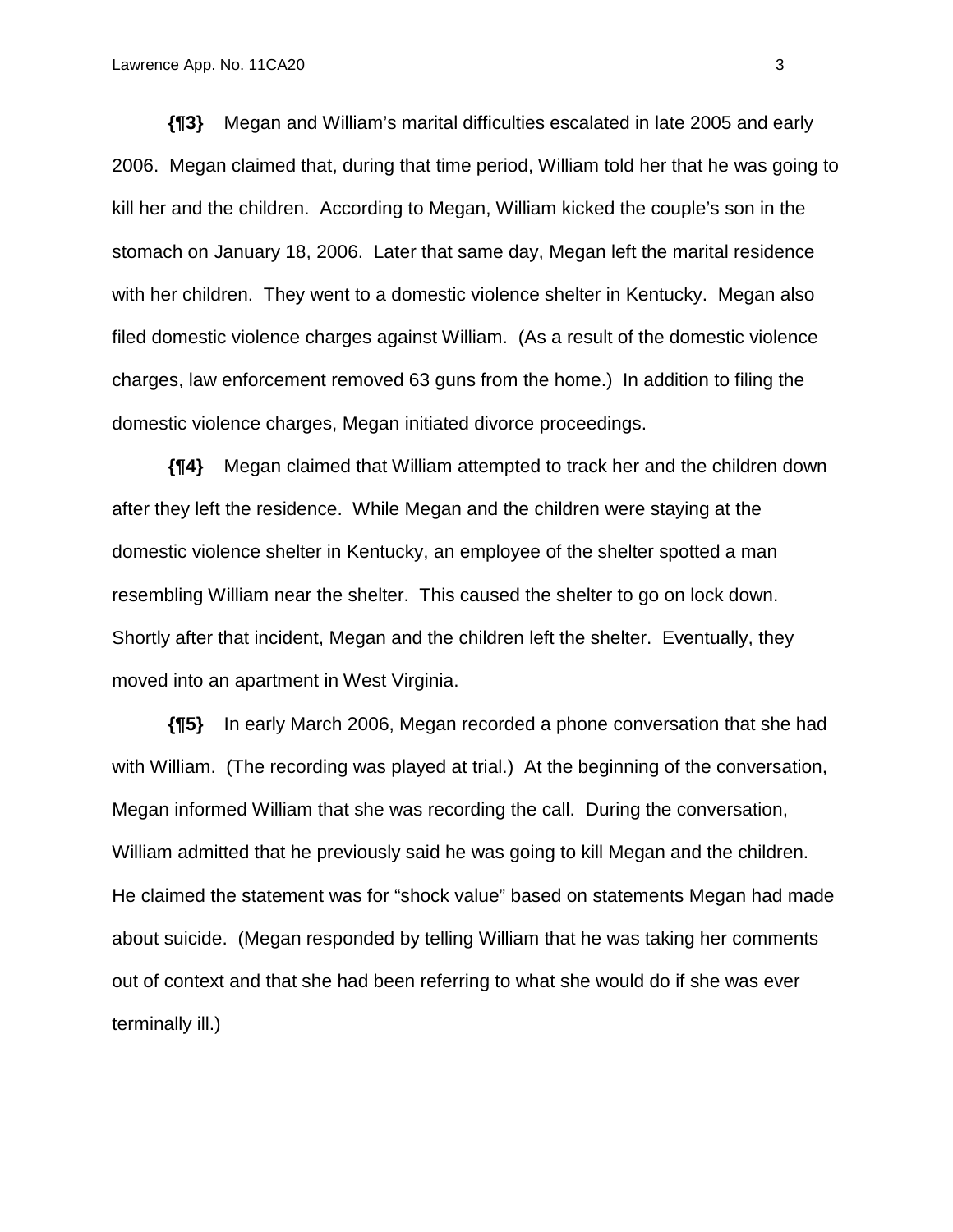**{¶3}** Megan and William's marital difficulties escalated in late 2005 and early 2006. Megan claimed that, during that time period, William told her that he was going to kill her and the children. According to Megan, William kicked the couple's son in the stomach on January 18, 2006. Later that same day, Megan left the marital residence with her children. They went to a domestic violence shelter in Kentucky. Megan also filed domestic violence charges against William. (As a result of the domestic violence charges, law enforcement removed 63 guns from the home.) In addition to filing the domestic violence charges, Megan initiated divorce proceedings.

**{¶4}** Megan claimed that William attempted to track her and the children down after they left the residence. While Megan and the children were staying at the domestic violence shelter in Kentucky, an employee of the shelter spotted a man resembling William near the shelter. This caused the shelter to go on lock down. Shortly after that incident, Megan and the children left the shelter. Eventually, they moved into an apartment in West Virginia.

**{¶5}** In early March 2006, Megan recorded a phone conversation that she had with William. (The recording was played at trial.) At the beginning of the conversation, Megan informed William that she was recording the call. During the conversation, William admitted that he previously said he was going to kill Megan and the children. He claimed the statement was for "shock value" based on statements Megan had made about suicide. (Megan responded by telling William that he was taking her comments out of context and that she had been referring to what she would do if she was ever terminally ill.)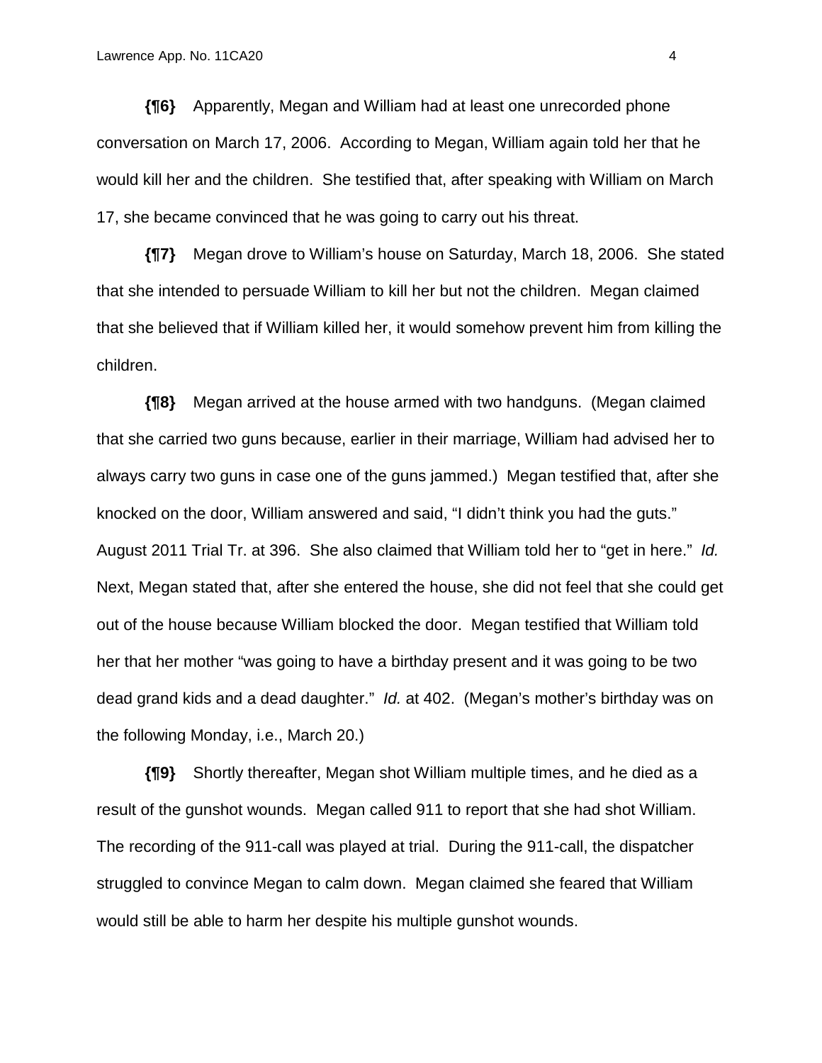**{¶6}** Apparently, Megan and William had at least one unrecorded phone conversation on March 17, 2006. According to Megan, William again told her that he would kill her and the children. She testified that, after speaking with William on March 17, she became convinced that he was going to carry out his threat.

**{¶7}** Megan drove to William's house on Saturday, March 18, 2006. She stated that she intended to persuade William to kill her but not the children. Megan claimed that she believed that if William killed her, it would somehow prevent him from killing the children.

**{¶8}** Megan arrived at the house armed with two handguns. (Megan claimed that she carried two guns because, earlier in their marriage, William had advised her to always carry two guns in case one of the guns jammed.) Megan testified that, after she knocked on the door, William answered and said, "I didn't think you had the guts." August 2011 Trial Tr. at 396. She also claimed that William told her to "get in here." *Id.* Next, Megan stated that, after she entered the house, she did not feel that she could get out of the house because William blocked the door. Megan testified that William told her that her mother "was going to have a birthday present and it was going to be two dead grand kids and a dead daughter." *Id.* at 402. (Megan's mother's birthday was on the following Monday, i.e., March 20.)

**{¶9}** Shortly thereafter, Megan shot William multiple times, and he died as a result of the gunshot wounds. Megan called 911 to report that she had shot William. The recording of the 911-call was played at trial. During the 911-call, the dispatcher struggled to convince Megan to calm down. Megan claimed she feared that William would still be able to harm her despite his multiple gunshot wounds.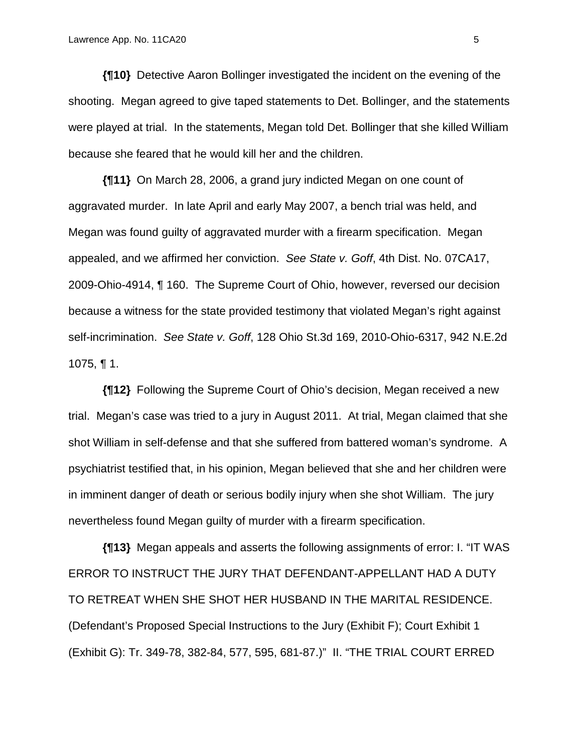**{¶10}** Detective Aaron Bollinger investigated the incident on the evening of the shooting. Megan agreed to give taped statements to Det. Bollinger, and the statements were played at trial. In the statements, Megan told Det. Bollinger that she killed William because she feared that he would kill her and the children.

**{¶11}** On March 28, 2006, a grand jury indicted Megan on one count of aggravated murder. In late April and early May 2007, a bench trial was held, and Megan was found guilty of aggravated murder with a firearm specification. Megan appealed, and we affirmed her conviction. *See State v. Goff*, 4th Dist. No. 07CA17, 2009-Ohio-4914, ¶ 160. The Supreme Court of Ohio, however, reversed our decision because a witness for the state provided testimony that violated Megan's right against self-incrimination. *See State v. Goff*, 128 Ohio St.3d 169, 2010-Ohio-6317, 942 N.E.2d 1075, ¶ 1.

**{¶12}** Following the Supreme Court of Ohio's decision, Megan received a new trial. Megan's case was tried to a jury in August 2011. At trial, Megan claimed that she shot William in self-defense and that she suffered from battered woman's syndrome. A psychiatrist testified that, in his opinion, Megan believed that she and her children were in imminent danger of death or serious bodily injury when she shot William. The jury nevertheless found Megan guilty of murder with a firearm specification.

**{¶13}** Megan appeals and asserts the following assignments of error: I. "IT WAS ERROR TO INSTRUCT THE JURY THAT DEFENDANT-APPELLANT HAD A DUTY TO RETREAT WHEN SHE SHOT HER HUSBAND IN THE MARITAL RESIDENCE. (Defendant's Proposed Special Instructions to the Jury (Exhibit F); Court Exhibit 1 (Exhibit G): Tr. 349-78, 382-84, 577, 595, 681-87.)" II. "THE TRIAL COURT ERRED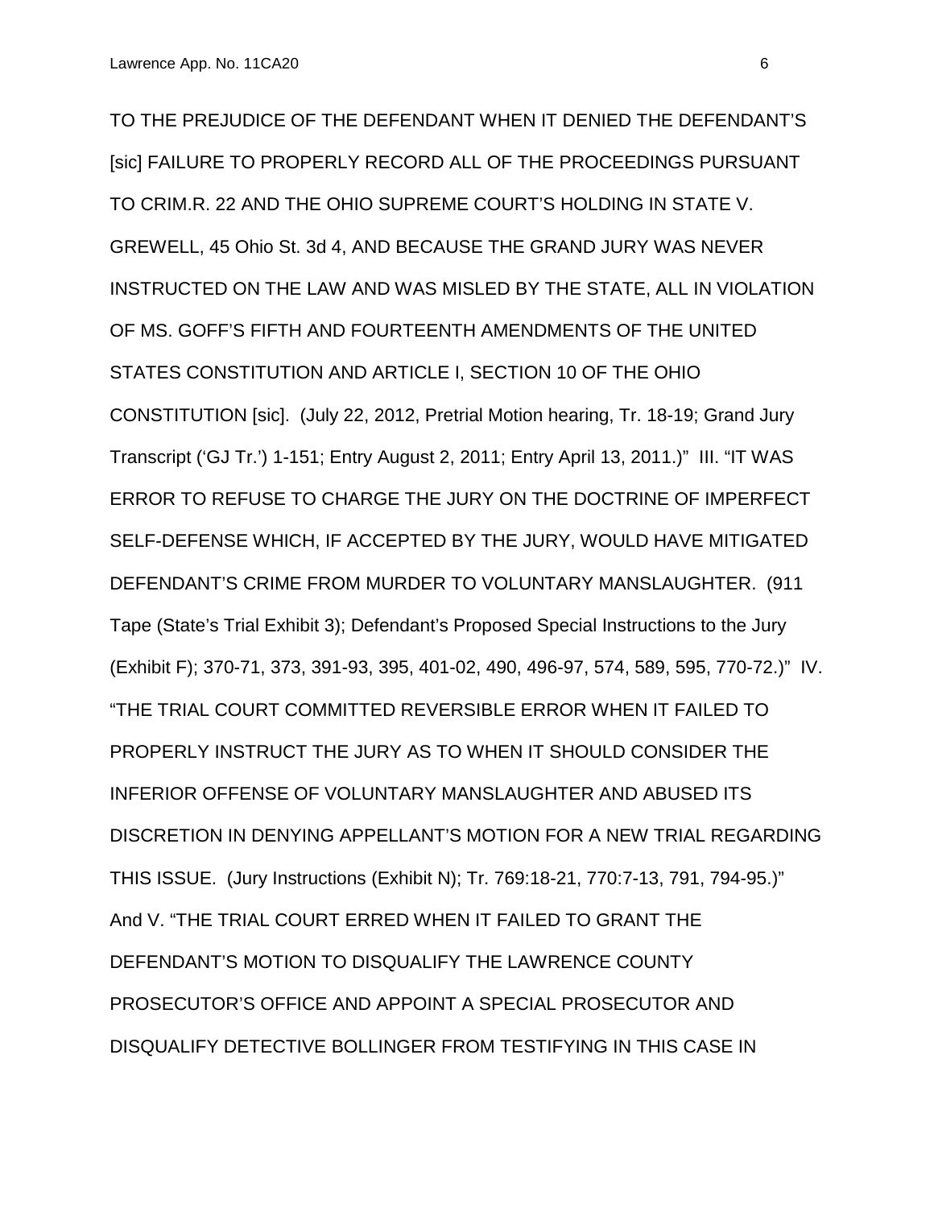TO THE PREJUDICE OF THE DEFENDANT WHEN IT DENIED THE DEFENDANT'S [sic] FAILURE TO PROPERLY RECORD ALL OF THE PROCEEDINGS PURSUANT TO CRIM.R. 22 AND THE OHIO SUPREME COURT'S HOLDING IN STATE V. GREWELL, 45 Ohio St. 3d 4, AND BECAUSE THE GRAND JURY WAS NEVER INSTRUCTED ON THE LAW AND WAS MISLED BY THE STATE, ALL IN VIOLATION OF MS. GOFF'S FIFTH AND FOURTEENTH AMENDMENTS OF THE UNITED STATES CONSTITUTION AND ARTICLE I, SECTION 10 OF THE OHIO CONSTITUTION [sic]. (July 22, 2012, Pretrial Motion hearing, Tr. 18-19; Grand Jury Transcript ('GJ Tr.') 1-151; Entry August 2, 2011; Entry April 13, 2011.)" III. "IT WAS ERROR TO REFUSE TO CHARGE THE JURY ON THE DOCTRINE OF IMPERFECT SELF-DEFENSE WHICH, IF ACCEPTED BY THE JURY, WOULD HAVE MITIGATED DEFENDANT'S CRIME FROM MURDER TO VOLUNTARY MANSLAUGHTER. (911 Tape (State's Trial Exhibit 3); Defendant's Proposed Special Instructions to the Jury (Exhibit F); 370-71, 373, 391-93, 395, 401-02, 490, 496-97, 574, 589, 595, 770-72.)" IV. "THE TRIAL COURT COMMITTED REVERSIBLE ERROR WHEN IT FAILED TO PROPERLY INSTRUCT THE JURY AS TO WHEN IT SHOULD CONSIDER THE INFERIOR OFFENSE OF VOLUNTARY MANSLAUGHTER AND ABUSED ITS DISCRETION IN DENYING APPELLANT'S MOTION FOR A NEW TRIAL REGARDING THIS ISSUE. (Jury Instructions (Exhibit N); Tr. 769:18-21, 770:7-13, 791, 794-95.)" And V. "THE TRIAL COURT ERRED WHEN IT FAILED TO GRANT THE DEFENDANT'S MOTION TO DISQUALIFY THE LAWRENCE COUNTY PROSECUTOR'S OFFICE AND APPOINT A SPECIAL PROSECUTOR AND DISQUALIFY DETECTIVE BOLLINGER FROM TESTIFYING IN THIS CASE IN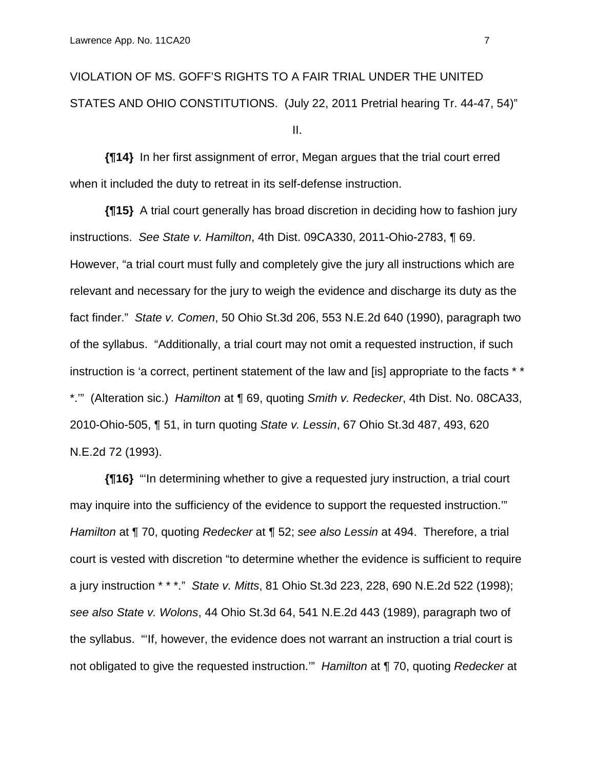VIOLATION OF MS. GOFF'S RIGHTS TO A FAIR TRIAL UNDER THE UNITED STATES AND OHIO CONSTITUTIONS. (July 22, 2011 Pretrial hearing Tr. 44-47, 54)"

II.

**{¶14}** In her first assignment of error, Megan argues that the trial court erred when it included the duty to retreat in its self-defense instruction.

**{¶15}** A trial court generally has broad discretion in deciding how to fashion jury instructions. *See State v. Hamilton*, 4th Dist. 09CA330, 2011-Ohio-2783, ¶ 69. However, "a trial court must fully and completely give the jury all instructions which are relevant and necessary for the jury to weigh the evidence and discharge its duty as the fact finder." *State v. Comen*, 50 Ohio St.3d 206, 553 N.E.2d 640 (1990), paragraph two of the syllabus. "Additionally, a trial court may not omit a requested instruction, if such instruction is 'a correct, pertinent statement of the law and [is] appropriate to the facts * * *.'" (Alteration sic.) *Hamilton* at ¶ 69, quoting *Smith v. Redecker*, 4th Dist. No. 08CA33, 2010-Ohio-505, ¶ 51, in turn quoting *State v. Lessin*, 67 Ohio St.3d 487, 493, 620 N.E.2d 72 (1993).

**{¶16}** "'In determining whether to give a requested jury instruction, a trial court may inquire into the sufficiency of the evidence to support the requested instruction.'" *Hamilton* at ¶ 70, quoting *Redecker* at ¶ 52; *see also Lessin* at 494. Therefore, a trial court is vested with discretion "to determine whether the evidence is sufficient to require a jury instruction * * *." *State v. Mitts*, 81 Ohio St.3d 223, 228, 690 N.E.2d 522 (1998); *see also State v. Wolons*, 44 Ohio St.3d 64, 541 N.E.2d 443 (1989), paragraph two of the syllabus. "'If, however, the evidence does not warrant an instruction a trial court is not obligated to give the requested instruction.'" *Hamilton* at ¶ 70, quoting *Redecker* at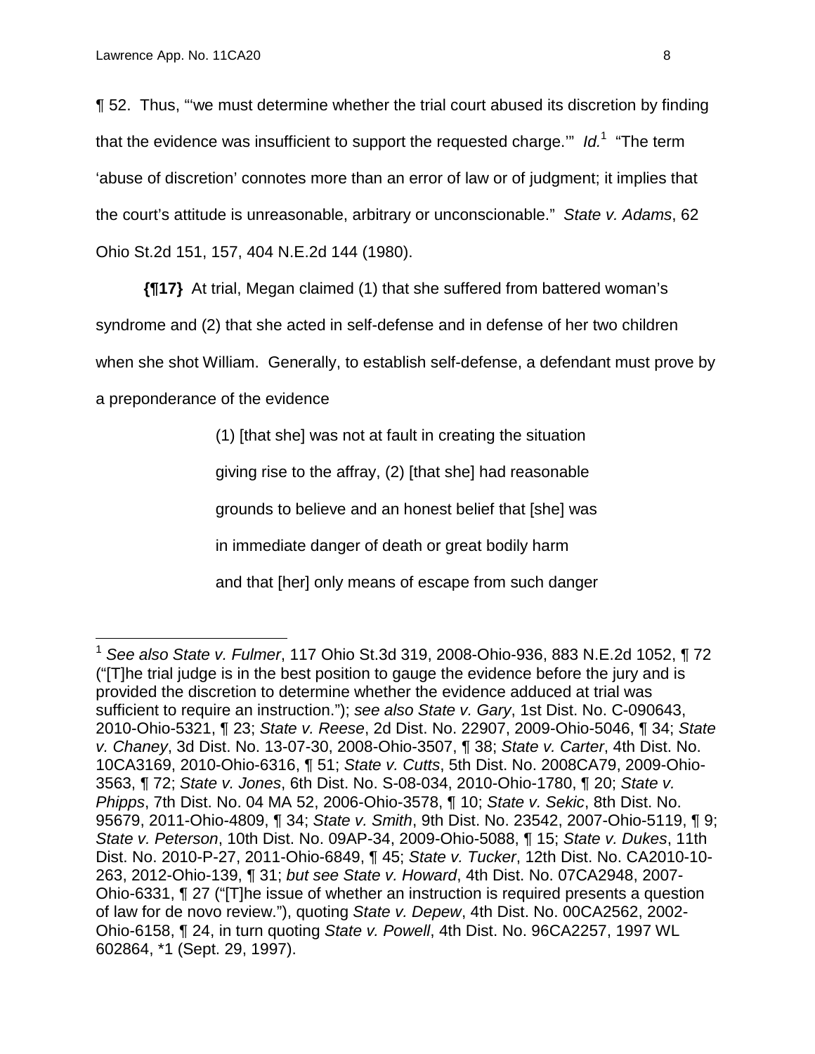¶ 52. Thus, "'we must determine whether the trial court abused its discretion by finding that the evidence was insufficient to support the requested charge.'" *Id.*[1] "The term 'abuse of discretion' connotes more than an error of law or of judgment; it implies that the court's attitude is unreasonable, arbitrary or unconscionable." *State v. Adams*, 62 Ohio St.2d 151, 157, 404 N.E.2d 144 (1980).

**{¶17}** At trial, Megan claimed (1) that she suffered from battered woman's syndrome and (2) that she acted in self-defense and in defense of her two children when she shot William. Generally, to establish self-defense, a defendant must prove by a preponderance of the evidence

> (1) [that she] was not at fault in creating the situation giving rise to the affray, (2) [that she] had reasonable grounds to believe and an honest belief that [she] was in immediate danger of death or great bodily harm and that [her] only means of escape from such danger

---

[1] *See also State v. Fulmer*, 117 Ohio St.3d 319, 2008-Ohio-936, 883 N.E.2d 1052, ¶ 72 ("[T]he trial judge is in the best position to gauge the evidence before the jury and is provided the discretion to determine whether the evidence adduced at trial was sufficient to require an instruction."); *see also State v. Gary*, 1st Dist. No. C-090643, 2010-Ohio-5321, ¶ 23; *State v. Reese*, 2d Dist. No. 22907, 2009-Ohio-5046, ¶ 34; *State v. Chaney*, 3d Dist. No. 13-07-30, 2008-Ohio-3507, ¶ 38; *State v. Carter*, 4th Dist. No. 10CA3169, 2010-Ohio-6316, ¶ 51; *State v. Cutts*, 5th Dist. No. 2008CA79, 2009-Ohio-3563, ¶ 72; *State v. Jones*, 6th Dist. No. S-08-034, 2010-Ohio-1780, ¶ 20; *State v. Phipps*, 7th Dist. No. 04 MA 52, 2006-Ohio-3578, ¶ 10; *State v. Sekic*, 8th Dist. No. 95679, 2011-Ohio-4809, ¶ 34; *State v. Smith*, 9th Dist. No. 23542, 2007-Ohio-5119, ¶ 9; *State v. Peterson*, 10th Dist. No. 09AP-34, 2009-Ohio-5088, ¶ 15; *State v. Dukes*, 11th Dist. No. 2010-P-27, 2011-Ohio-6849, ¶ 45; *State v. Tucker*, 12th Dist. No. CA2010-10-263, 2012-Ohio-139, ¶ 31; *but see State v. Howard*, 4th Dist. No. 07CA2948, 2007-Ohio-6331, ¶ 27 ("[T]he issue of whether an instruction is required presents a question of law for de novo review."), quoting *State v. Depew*, 4th Dist. No. 00CA2562, 2002-Ohio-6158, ¶ 24, in turn quoting *State v. Powell*, 4th Dist. No. 96CA2257, 1997 WL 602864, *1 (Sept. 29, 1997).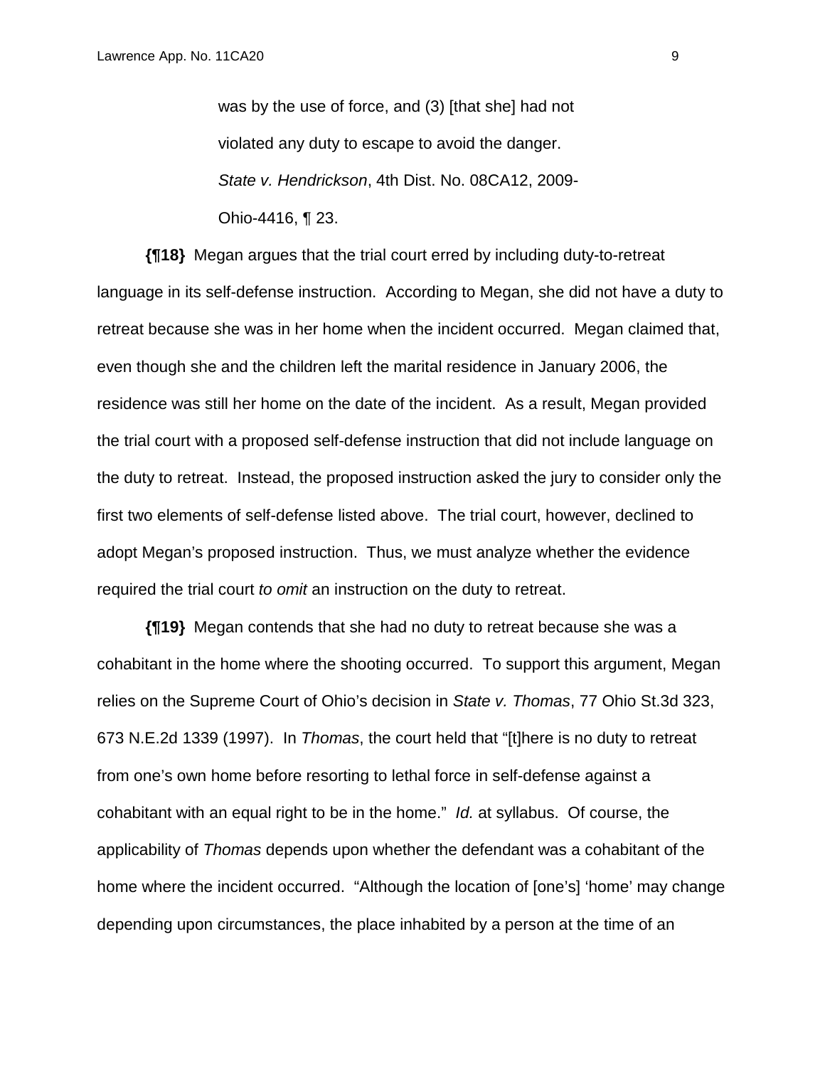> was by the use of force, and (3) [that she] had not violated any duty to escape to avoid the danger. *State v. Hendrickson*, 4th Dist. No. 08CA12, 2009-Ohio-4416, ¶ 23.

**{¶18}** Megan argues that the trial court erred by including duty-to-retreat language in its self-defense instruction. According to Megan, she did not have a duty to retreat because she was in her home when the incident occurred. Megan claimed that, even though she and the children left the marital residence in January 2006, the residence was still her home on the date of the incident. As a result, Megan provided the trial court with a proposed self-defense instruction that did not include language on the duty to retreat. Instead, the proposed instruction asked the jury to consider only the first two elements of self-defense listed above. The trial court, however, declined to adopt Megan's proposed instruction. Thus, we must analyze whether the evidence required the trial court *to omit* an instruction on the duty to retreat.

**{¶19}** Megan contends that she had no duty to retreat because she was a cohabitant in the home where the shooting occurred. To support this argument, Megan relies on the Supreme Court of Ohio's decision in *State v. Thomas*, 77 Ohio St.3d 323, 673 N.E.2d 1339 (1997). In *Thomas*, the court held that "[t]here is no duty to retreat from one's own home before resorting to lethal force in self-defense against a cohabitant with an equal right to be in the home." *Id.* at syllabus. Of course, the applicability of *Thomas* depends upon whether the defendant was a cohabitant of the home where the incident occurred. "Although the location of [one's] 'home' may change depending upon circumstances, the place inhabited by a person at the time of an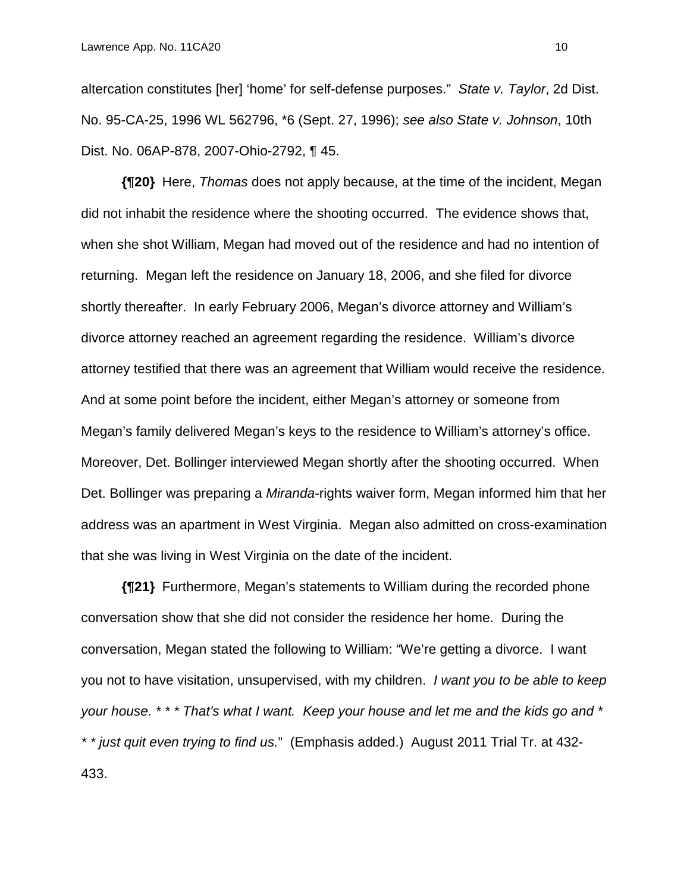altercation constitutes [her] 'home' for self-defense purposes." *State v. Taylor*, 2d Dist. No. 95-CA-25, 1996 WL 562796, *6 (Sept. 27, 1996); *see also State v. Johnson*, 10th Dist. No. 06AP-878, 2007-Ohio-2792, ¶ 45.

**{¶20}** Here, *Thomas* does not apply because, at the time of the incident, Megan did not inhabit the residence where the shooting occurred. The evidence shows that, when she shot William, Megan had moved out of the residence and had no intention of returning. Megan left the residence on January 18, 2006, and she filed for divorce shortly thereafter. In early February 2006, Megan's divorce attorney and William's divorce attorney reached an agreement regarding the residence. William's divorce attorney testified that there was an agreement that William would receive the residence. And at some point before the incident, either Megan's attorney or someone from Megan's family delivered Megan's keys to the residence to William's attorney's office. Moreover, Det. Bollinger interviewed Megan shortly after the shooting occurred. When Det. Bollinger was preparing a *Miranda*-rights waiver form, Megan informed him that her address was an apartment in West Virginia. Megan also admitted on cross-examination that she was living in West Virginia on the date of the incident.

**{¶21}** Furthermore, Megan's statements to William during the recorded phone conversation show that she did not consider the residence her home. During the conversation, Megan stated the following to William: "We're getting a divorce. I want you not to have visitation, unsupervised, with my children. *I want you to be able to keep your house. * * * That's what I want. Keep your house and let me and the kids go and * * * just quit even trying to find us.*" (Emphasis added.) August 2011 Trial Tr. at 432-433.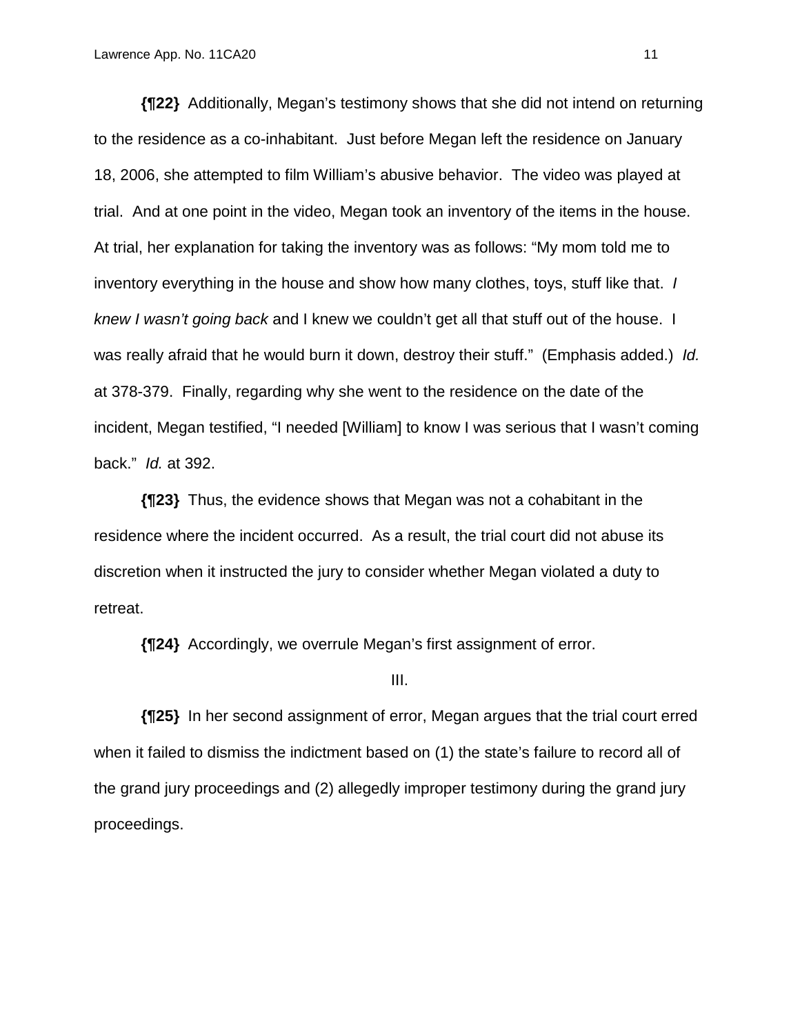**{¶22}** Additionally, Megan's testimony shows that she did not intend on returning to the residence as a co-inhabitant. Just before Megan left the residence on January 18, 2006, she attempted to film William's abusive behavior. The video was played at trial. And at one point in the video, Megan took an inventory of the items in the house. At trial, her explanation for taking the inventory was as follows: "My mom told me to inventory everything in the house and show how many clothes, toys, stuff like that. *I knew I wasn't going back* and I knew we couldn't get all that stuff out of the house. I was really afraid that he would burn it down, destroy their stuff." (Emphasis added.) *Id.* at 378-379. Finally, regarding why she went to the residence on the date of the incident, Megan testified, "I needed [William] to know I was serious that I wasn't coming back." *Id.* at 392.

**{¶23}** Thus, the evidence shows that Megan was not a cohabitant in the residence where the incident occurred. As a result, the trial court did not abuse its discretion when it instructed the jury to consider whether Megan violated a duty to retreat.

**{¶24}** Accordingly, we overrule Megan's first assignment of error.

III.

**{¶25}** In her second assignment of error, Megan argues that the trial court erred when it failed to dismiss the indictment based on (1) the state's failure to record all of the grand jury proceedings and (2) allegedly improper testimony during the grand jury proceedings.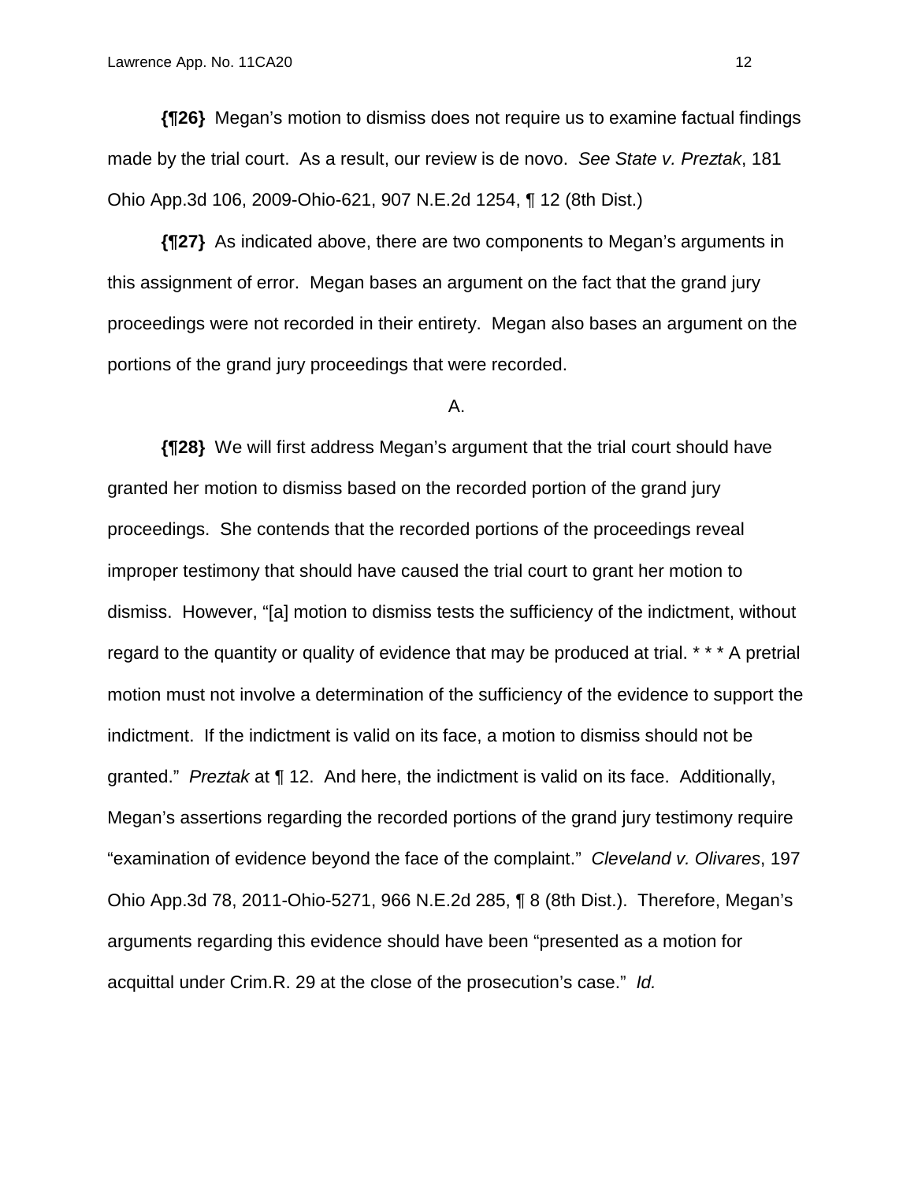**{¶26}** Megan's motion to dismiss does not require us to examine factual findings made by the trial court. As a result, our review is de novo. *See State v. Preztak*, 181 Ohio App.3d 106, 2009-Ohio-621, 907 N.E.2d 1254, ¶ 12 (8th Dist.)

**{¶27}** As indicated above, there are two components to Megan's arguments in this assignment of error. Megan bases an argument on the fact that the grand jury proceedings were not recorded in their entirety. Megan also bases an argument on the portions of the grand jury proceedings that were recorded.

A.

**{¶28}** We will first address Megan's argument that the trial court should have granted her motion to dismiss based on the recorded portion of the grand jury proceedings. She contends that the recorded portions of the proceedings reveal improper testimony that should have caused the trial court to grant her motion to dismiss. However, "[a] motion to dismiss tests the sufficiency of the indictment, without regard to the quantity or quality of evidence that may be produced at trial. * * * A pretrial motion must not involve a determination of the sufficiency of the evidence to support the indictment. If the indictment is valid on its face, a motion to dismiss should not be granted." *Preztak* at ¶ 12. And here, the indictment is valid on its face. Additionally, Megan's assertions regarding the recorded portions of the grand jury testimony require "examination of evidence beyond the face of the complaint." *Cleveland v. Olivares*, 197 Ohio App.3d 78, 2011-Ohio-5271, 966 N.E.2d 285, ¶ 8 (8th Dist.). Therefore, Megan's arguments regarding this evidence should have been "presented as a motion for acquittal under Crim.R. 29 at the close of the prosecution's case." *Id.*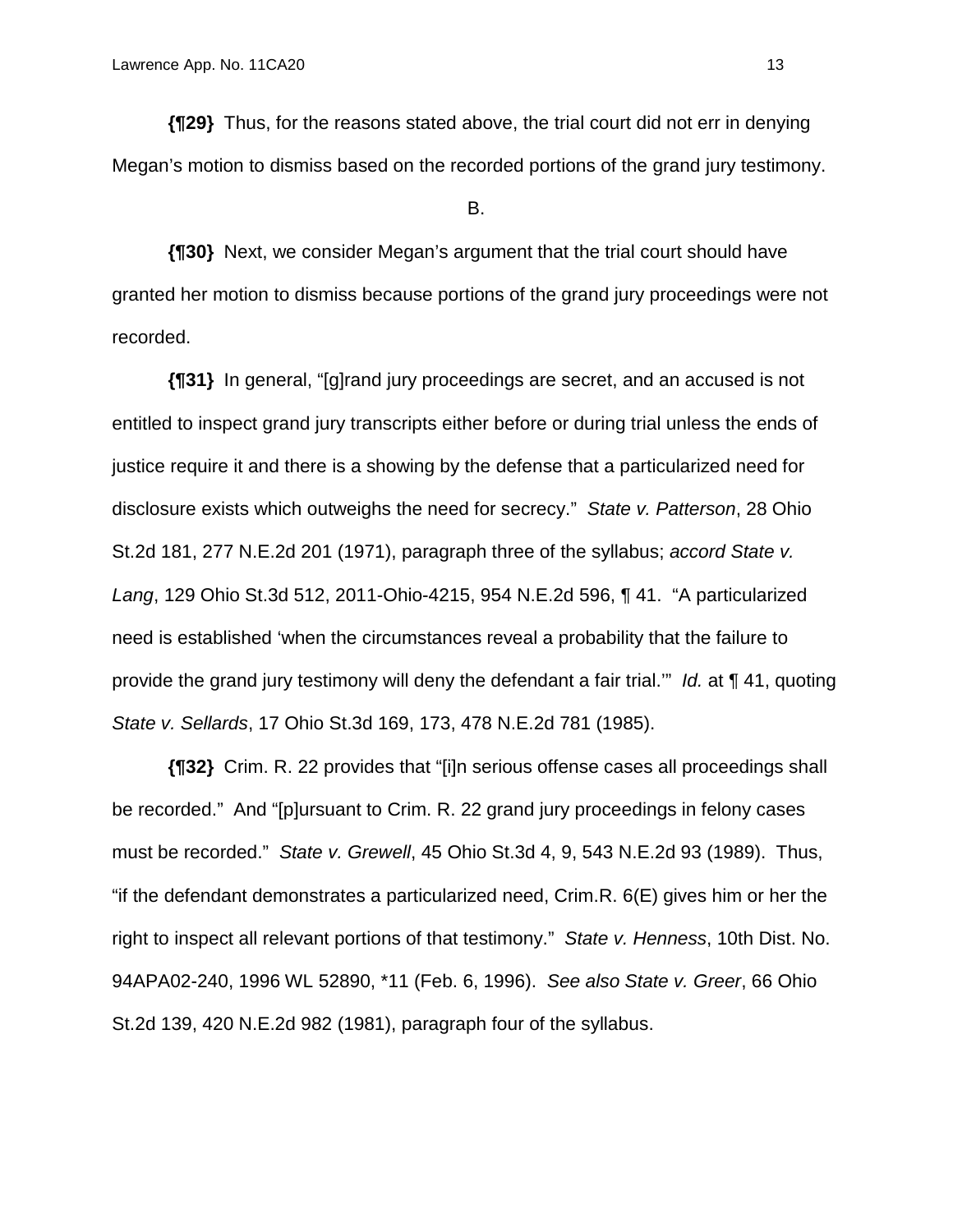**{¶29}** Thus, for the reasons stated above, the trial court did not err in denying Megan's motion to dismiss based on the recorded portions of the grand jury testimony.

B.

**{¶30}** Next, we consider Megan's argument that the trial court should have granted her motion to dismiss because portions of the grand jury proceedings were not recorded.

**{¶31}** In general, "[g]rand jury proceedings are secret, and an accused is not entitled to inspect grand jury transcripts either before or during trial unless the ends of justice require it and there is a showing by the defense that a particularized need for disclosure exists which outweighs the need for secrecy." *State v. Patterson*, 28 Ohio St.2d 181, 277 N.E.2d 201 (1971), paragraph three of the syllabus; *accord State v. Lang*, 129 Ohio St.3d 512, 2011-Ohio-4215, 954 N.E.2d 596, ¶ 41. "A particularized need is established 'when the circumstances reveal a probability that the failure to provide the grand jury testimony will deny the defendant a fair trial.'" *Id.* at ¶ 41, quoting *State v. Sellards*, 17 Ohio St.3d 169, 173, 478 N.E.2d 781 (1985).

**{¶32}** Crim. R. 22 provides that "[i]n serious offense cases all proceedings shall be recorded." And "[p]ursuant to Crim. R. 22 grand jury proceedings in felony cases must be recorded." *State v. Grewell*, 45 Ohio St.3d 4, 9, 543 N.E.2d 93 (1989). Thus, "if the defendant demonstrates a particularized need, Crim.R. 6(E) gives him or her the right to inspect all relevant portions of that testimony." *State v. Henness*, 10th Dist. No. 94APA02-240, 1996 WL 52890, *11 (Feb. 6, 1996). *See also State v. Greer*, 66 Ohio St.2d 139, 420 N.E.2d 982 (1981), paragraph four of the syllabus.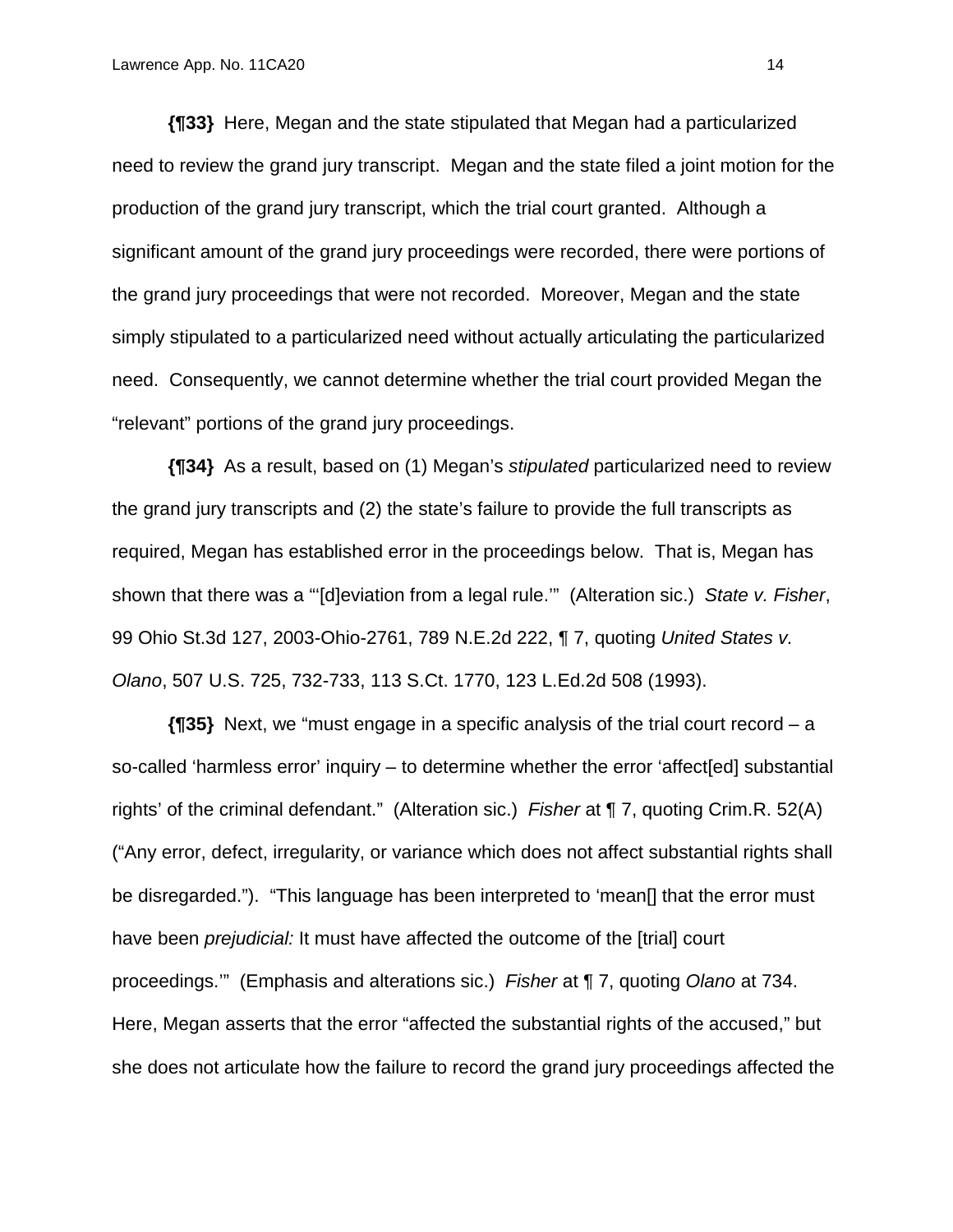**{¶33}** Here, Megan and the state stipulated that Megan had a particularized need to review the grand jury transcript. Megan and the state filed a joint motion for the production of the grand jury transcript, which the trial court granted. Although a significant amount of the grand jury proceedings were recorded, there were portions of the grand jury proceedings that were not recorded. Moreover, Megan and the state simply stipulated to a particularized need without actually articulating the particularized need. Consequently, we cannot determine whether the trial court provided Megan the "relevant" portions of the grand jury proceedings.

**{¶34}** As a result, based on (1) Megan's *stipulated* particularized need to review the grand jury transcripts and (2) the state's failure to provide the full transcripts as required, Megan has established error in the proceedings below. That is, Megan has shown that there was a "'[d]eviation from a legal rule.'" (Alteration sic.) *State v. Fisher*, 99 Ohio St.3d 127, 2003-Ohio-2761, 789 N.E.2d 222, ¶ 7, quoting *United States v. Olano*, 507 U.S. 725, 732-733, 113 S.Ct. 1770, 123 L.Ed.2d 508 (1993).

**{¶35}** Next, we "must engage in a specific analysis of the trial court record – a so-called 'harmless error' inquiry – to determine whether the error 'affect[ed] substantial rights' of the criminal defendant." (Alteration sic.) *Fisher* at ¶ 7, quoting Crim.R. 52(A) ("Any error, defect, irregularity, or variance which does not affect substantial rights shall be disregarded."). "This language has been interpreted to 'mean[] that the error must have been *prejudicial:* It must have affected the outcome of the [trial] court proceedings.'" (Emphasis and alterations sic.) *Fisher* at ¶ 7, quoting *Olano* at 734. Here, Megan asserts that the error "affected the substantial rights of the accused," but she does not articulate how the failure to record the grand jury proceedings affected the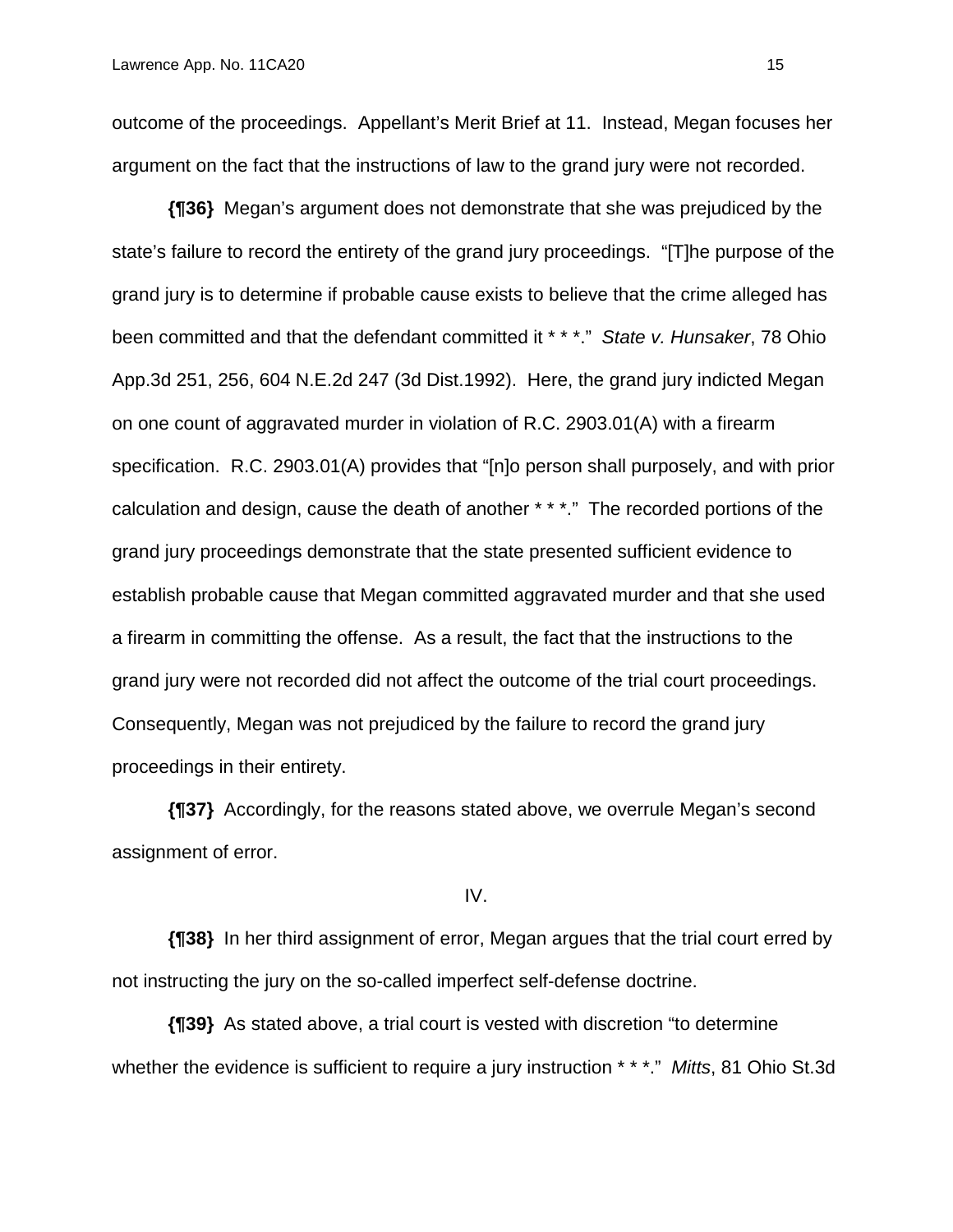outcome of the proceedings. Appellant's Merit Brief at 11. Instead, Megan focuses her argument on the fact that the instructions of law to the grand jury were not recorded.

**{¶36}** Megan's argument does not demonstrate that she was prejudiced by the state's failure to record the entirety of the grand jury proceedings. "[T]he purpose of the grand jury is to determine if probable cause exists to believe that the crime alleged has been committed and that the defendant committed it * * *." *State v. Hunsaker*, 78 Ohio App.3d 251, 256, 604 N.E.2d 247 (3d Dist.1992). Here, the grand jury indicted Megan on one count of aggravated murder in violation of R.C. 2903.01(A) with a firearm specification. R.C. 2903.01(A) provides that "[n]o person shall purposely, and with prior calculation and design, cause the death of another * * *." The recorded portions of the grand jury proceedings demonstrate that the state presented sufficient evidence to establish probable cause that Megan committed aggravated murder and that she used a firearm in committing the offense. As a result, the fact that the instructions to the grand jury were not recorded did not affect the outcome of the trial court proceedings. Consequently, Megan was not prejudiced by the failure to record the grand jury proceedings in their entirety.

**{¶37}** Accordingly, for the reasons stated above, we overrule Megan's second assignment of error.

IV.

**{¶38}** In her third assignment of error, Megan argues that the trial court erred by not instructing the jury on the so-called imperfect self-defense doctrine.

**{¶39}** As stated above, a trial court is vested with discretion "to determine whether the evidence is sufficient to require a jury instruction * * *." *Mitts*, 81 Ohio St.3d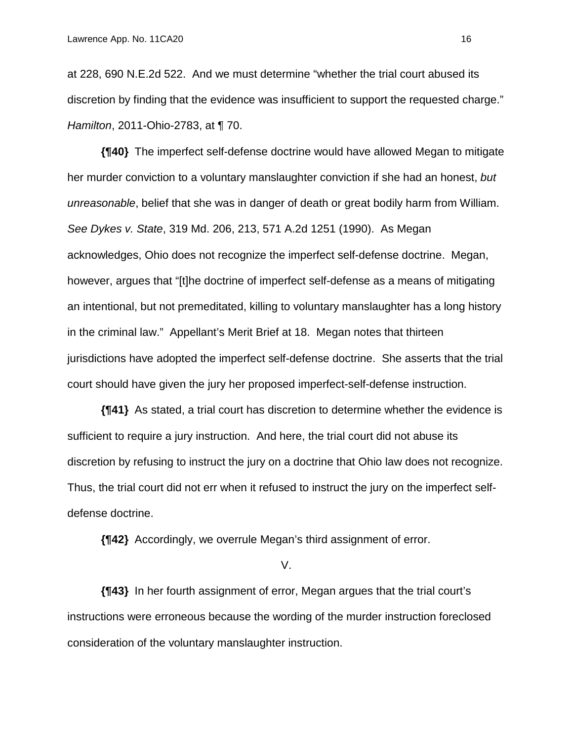at 228, 690 N.E.2d 522. And we must determine "whether the trial court abused its discretion by finding that the evidence was insufficient to support the requested charge." *Hamilton*, 2011-Ohio-2783, at ¶ 70.

**{¶40}** The imperfect self-defense doctrine would have allowed Megan to mitigate her murder conviction to a voluntary manslaughter conviction if she had an honest, *but unreasonable*, belief that she was in danger of death or great bodily harm from William. *See Dykes v. State*, 319 Md. 206, 213, 571 A.2d 1251 (1990). As Megan acknowledges, Ohio does not recognize the imperfect self-defense doctrine. Megan, however, argues that "[t]he doctrine of imperfect self-defense as a means of mitigating an intentional, but not premeditated, killing to voluntary manslaughter has a long history in the criminal law." Appellant's Merit Brief at 18. Megan notes that thirteen jurisdictions have adopted the imperfect self-defense doctrine. She asserts that the trial court should have given the jury her proposed imperfect-self-defense instruction.

**{¶41}** As stated, a trial court has discretion to determine whether the evidence is sufficient to require a jury instruction. And here, the trial court did not abuse its discretion by refusing to instruct the jury on a doctrine that Ohio law does not recognize. Thus, the trial court did not err when it refused to instruct the jury on the imperfect self-defense doctrine.

**{¶42}** Accordingly, we overrule Megan's third assignment of error.

V.

**{¶43}** In her fourth assignment of error, Megan argues that the trial court's instructions were erroneous because the wording of the murder instruction foreclosed consideration of the voluntary manslaughter instruction.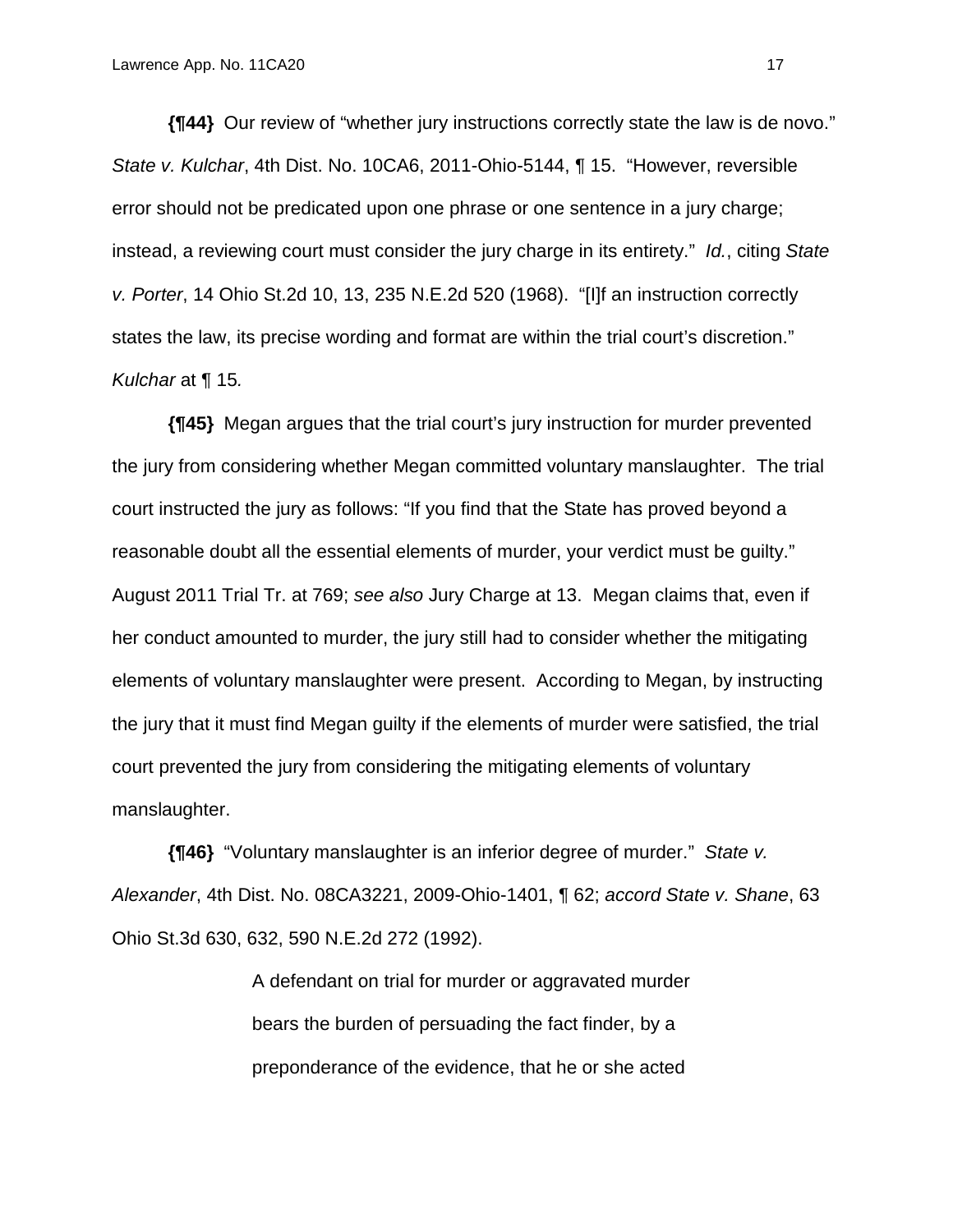**{¶44}** Our review of "whether jury instructions correctly state the law is de novo." *State v. Kulchar*, 4th Dist. No. 10CA6, 2011-Ohio-5144, ¶ 15. "However, reversible error should not be predicated upon one phrase or one sentence in a jury charge; instead, a reviewing court must consider the jury charge in its entirety." *Id.*, citing *State v. Porter*, 14 Ohio St.2d 10, 13, 235 N.E.2d 520 (1968). "[I]f an instruction correctly states the law, its precise wording and format are within the trial court's discretion." *Kulchar* at ¶ 15.

**{¶45}** Megan argues that the trial court's jury instruction for murder prevented the jury from considering whether Megan committed voluntary manslaughter. The trial court instructed the jury as follows: "If you find that the State has proved beyond a reasonable doubt all the essential elements of murder, your verdict must be guilty." August 2011 Trial Tr. at 769; *see also* Jury Charge at 13. Megan claims that, even if her conduct amounted to murder, the jury still had to consider whether the mitigating elements of voluntary manslaughter were present. According to Megan, by instructing the jury that it must find Megan guilty if the elements of murder were satisfied, the trial court prevented the jury from considering the mitigating elements of voluntary manslaughter.

**{¶46}** "Voluntary manslaughter is an inferior degree of murder." *State v. Alexander*, 4th Dist. No. 08CA3221, 2009-Ohio-1401, ¶ 62; *accord State v. Shane*, 63 Ohio St.3d 630, 632, 590 N.E.2d 272 (1992).

> A defendant on trial for murder or aggravated murder bears the burden of persuading the fact finder, by a preponderance of the evidence, that he or she acted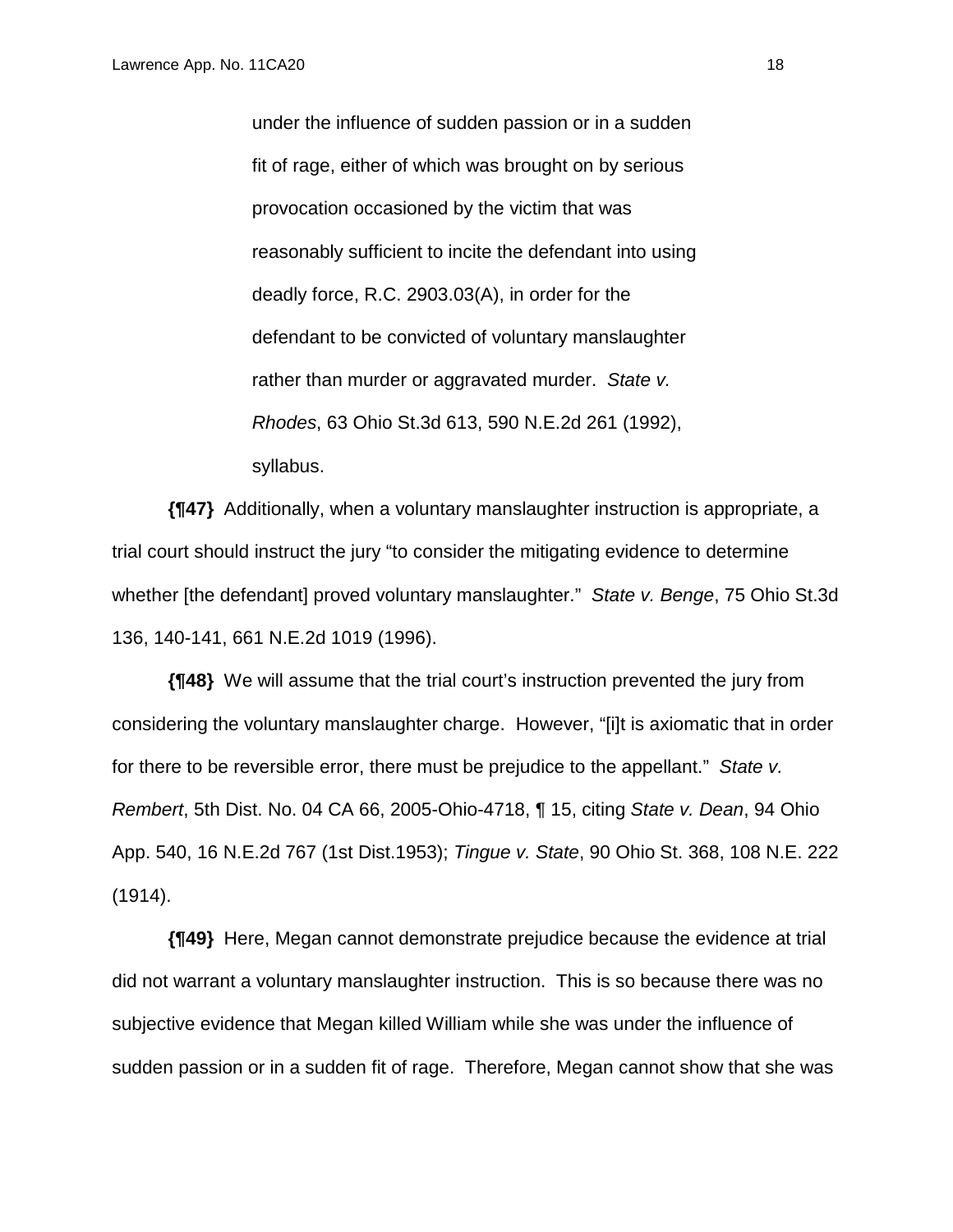> under the influence of sudden passion or in a sudden fit of rage, either of which was brought on by serious provocation occasioned by the victim that was reasonably sufficient to incite the defendant into using deadly force, R.C. 2903.03(A), in order for the defendant to be convicted of voluntary manslaughter rather than murder or aggravated murder. *State v. Rhodes*, 63 Ohio St.3d 613, 590 N.E.2d 261 (1992), syllabus.

**{¶47}** Additionally, when a voluntary manslaughter instruction is appropriate, a trial court should instruct the jury "to consider the mitigating evidence to determine whether [the defendant] proved voluntary manslaughter." *State v. Benge*, 75 Ohio St.3d 136, 140-141, 661 N.E.2d 1019 (1996).

**{¶48}** We will assume that the trial court's instruction prevented the jury from considering the voluntary manslaughter charge. However, "[i]t is axiomatic that in order for there to be reversible error, there must be prejudice to the appellant." *State v. Rembert*, 5th Dist. No. 04 CA 66, 2005-Ohio-4718, ¶ 15, citing *State v. Dean*, 94 Ohio App. 540, 16 N.E.2d 767 (1st Dist.1953); *Tingue v. State*, 90 Ohio St. 368, 108 N.E. 222 (1914).

**{¶49}** Here, Megan cannot demonstrate prejudice because the evidence at trial did not warrant a voluntary manslaughter instruction. This is so because there was no subjective evidence that Megan killed William while she was under the influence of sudden passion or in a sudden fit of rage. Therefore, Megan cannot show that she was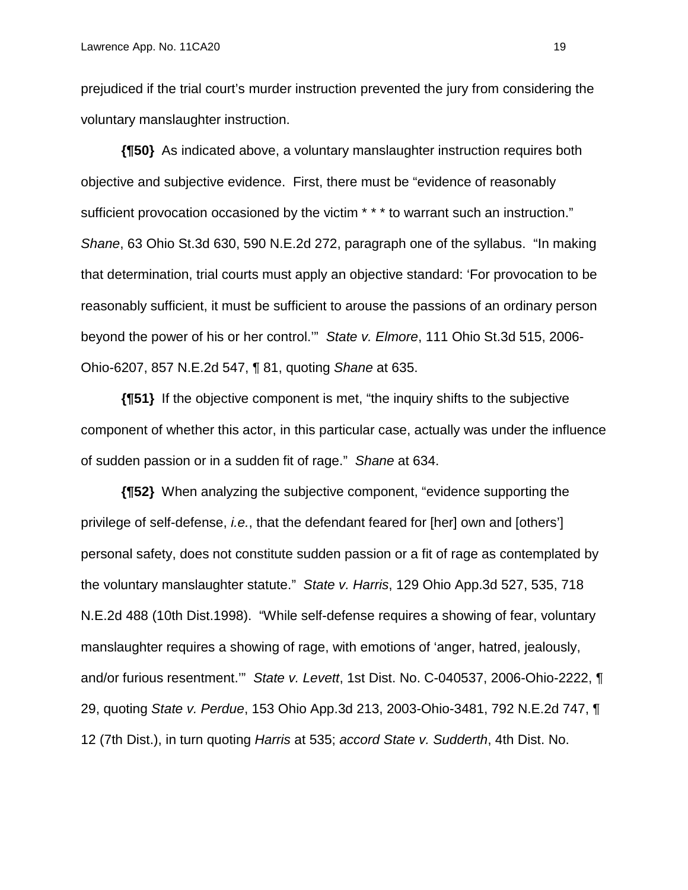prejudiced if the trial court's murder instruction prevented the jury from considering the voluntary manslaughter instruction.

**{¶50}** As indicated above, a voluntary manslaughter instruction requires both objective and subjective evidence. First, there must be "evidence of reasonably sufficient provocation occasioned by the victim * * * to warrant such an instruction." *Shane*, 63 Ohio St.3d 630, 590 N.E.2d 272, paragraph one of the syllabus. "In making that determination, trial courts must apply an objective standard: 'For provocation to be reasonably sufficient, it must be sufficient to arouse the passions of an ordinary person beyond the power of his or her control.'" *State v. Elmore*, 111 Ohio St.3d 515, 2006-Ohio-6207, 857 N.E.2d 547, ¶ 81, quoting *Shane* at 635.

**{¶51}** If the objective component is met, "the inquiry shifts to the subjective component of whether this actor, in this particular case, actually was under the influence of sudden passion or in a sudden fit of rage." *Shane* at 634.

**{¶52}** When analyzing the subjective component, "evidence supporting the privilege of self-defense, *i.e.*, that the defendant feared for [her] own and [others'] personal safety, does not constitute sudden passion or a fit of rage as contemplated by the voluntary manslaughter statute." *State v. Harris*, 129 Ohio App.3d 527, 535, 718 N.E.2d 488 (10th Dist.1998). "While self-defense requires a showing of fear, voluntary manslaughter requires a showing of rage, with emotions of 'anger, hatred, jealously, and/or furious resentment.'" *State v. Levett*, 1st Dist. No. C-040537, 2006-Ohio-2222, ¶ 29, quoting *State v. Perdue*, 153 Ohio App.3d 213, 2003-Ohio-3481, 792 N.E.2d 747, ¶ 12 (7th Dist.), in turn quoting *Harris* at 535; *accord State v. Sudderth*, 4th Dist. No.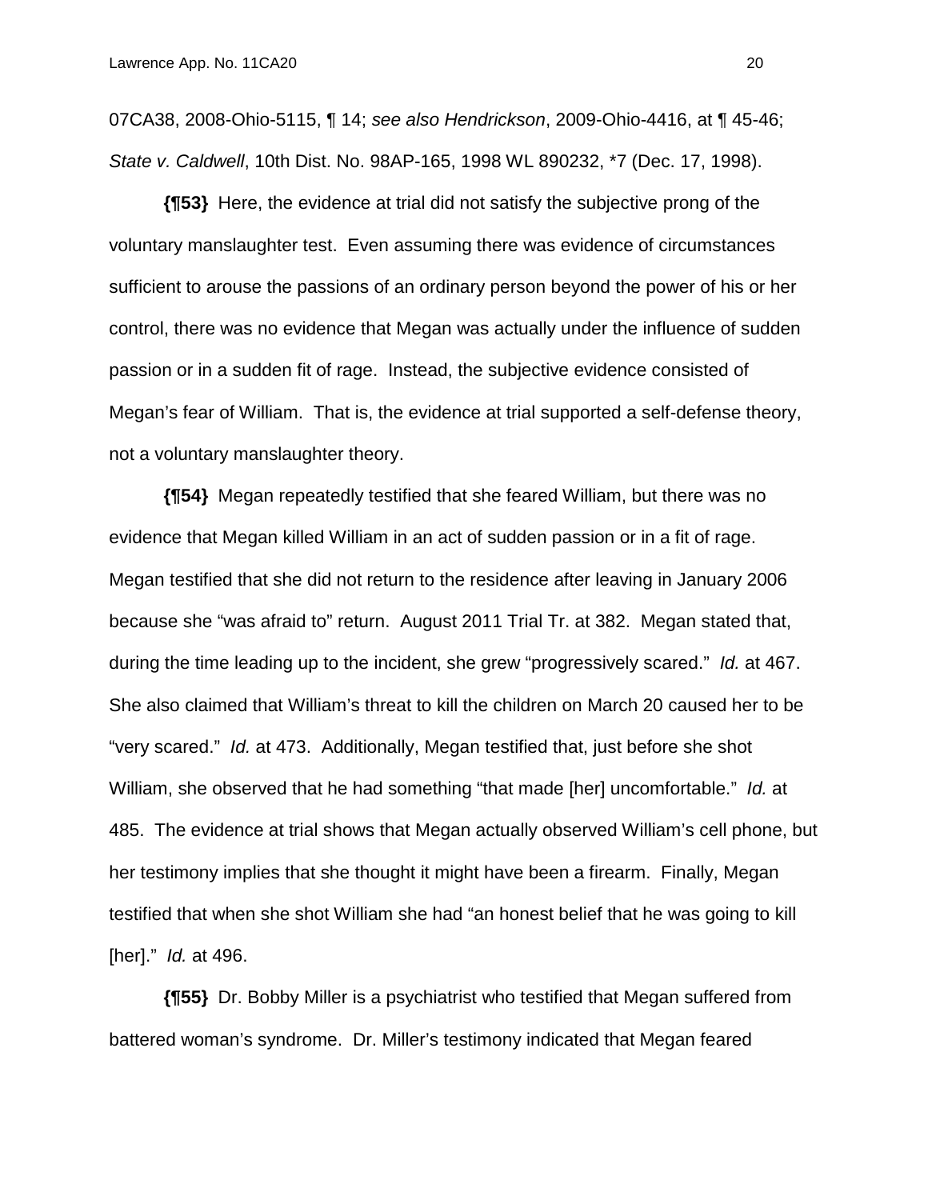07CA38, 2008-Ohio-5115, ¶ 14; *see also Hendrickson*, 2009-Ohio-4416, at ¶ 45-46; *State v. Caldwell*, 10th Dist. No. 98AP-165, 1998 WL 890232, *7 (Dec. 17, 1998).

**{¶53}** Here, the evidence at trial did not satisfy the subjective prong of the voluntary manslaughter test. Even assuming there was evidence of circumstances sufficient to arouse the passions of an ordinary person beyond the power of his or her control, there was no evidence that Megan was actually under the influence of sudden passion or in a sudden fit of rage. Instead, the subjective evidence consisted of Megan's fear of William. That is, the evidence at trial supported a self-defense theory, not a voluntary manslaughter theory.

**{¶54}** Megan repeatedly testified that she feared William, but there was no evidence that Megan killed William in an act of sudden passion or in a fit of rage. Megan testified that she did not return to the residence after leaving in January 2006 because she "was afraid to" return. August 2011 Trial Tr. at 382. Megan stated that, during the time leading up to the incident, she grew "progressively scared." *Id.* at 467. She also claimed that William's threat to kill the children on March 20 caused her to be "very scared." *Id.* at 473. Additionally, Megan testified that, just before she shot William, she observed that he had something "that made [her] uncomfortable." *Id.* at 485. The evidence at trial shows that Megan actually observed William's cell phone, but her testimony implies that she thought it might have been a firearm. Finally, Megan testified that when she shot William she had "an honest belief that he was going to kill [her]." *Id.* at 496.

**{¶55}** Dr. Bobby Miller is a psychiatrist who testified that Megan suffered from battered woman's syndrome. Dr. Miller's testimony indicated that Megan feared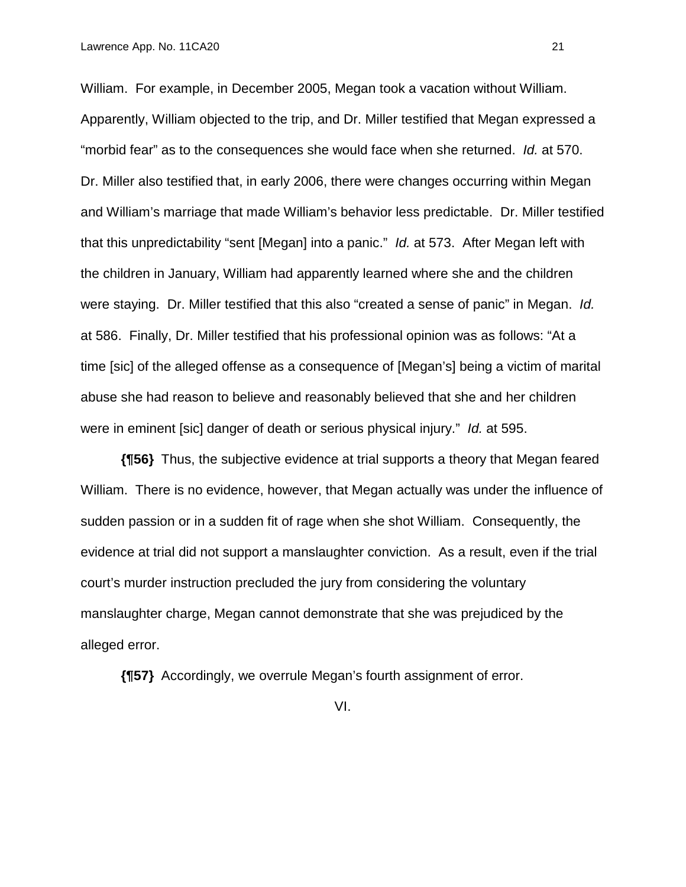William. For example, in December 2005, Megan took a vacation without William. Apparently, William objected to the trip, and Dr. Miller testified that Megan expressed a "morbid fear" as to the consequences she would face when she returned. *Id.* at 570. Dr. Miller also testified that, in early 2006, there were changes occurring within Megan and William's marriage that made William's behavior less predictable. Dr. Miller testified that this unpredictability "sent [Megan] into a panic." *Id.* at 573. After Megan left with the children in January, William had apparently learned where she and the children were staying. Dr. Miller testified that this also "created a sense of panic" in Megan. *Id.* at 586. Finally, Dr. Miller testified that his professional opinion was as follows: "At a time [sic] of the alleged offense as a consequence of [Megan's] being a victim of marital abuse she had reason to believe and reasonably believed that she and her children were in eminent [sic] danger of death or serious physical injury." *Id.* at 595.

**{¶56}** Thus, the subjective evidence at trial supports a theory that Megan feared William. There is no evidence, however, that Megan actually was under the influence of sudden passion or in a sudden fit of rage when she shot William. Consequently, the evidence at trial did not support a manslaughter conviction. As a result, even if the trial court's murder instruction precluded the jury from considering the voluntary manslaughter charge, Megan cannot demonstrate that she was prejudiced by the alleged error.

**{¶57}** Accordingly, we overrule Megan's fourth assignment of error.

VI.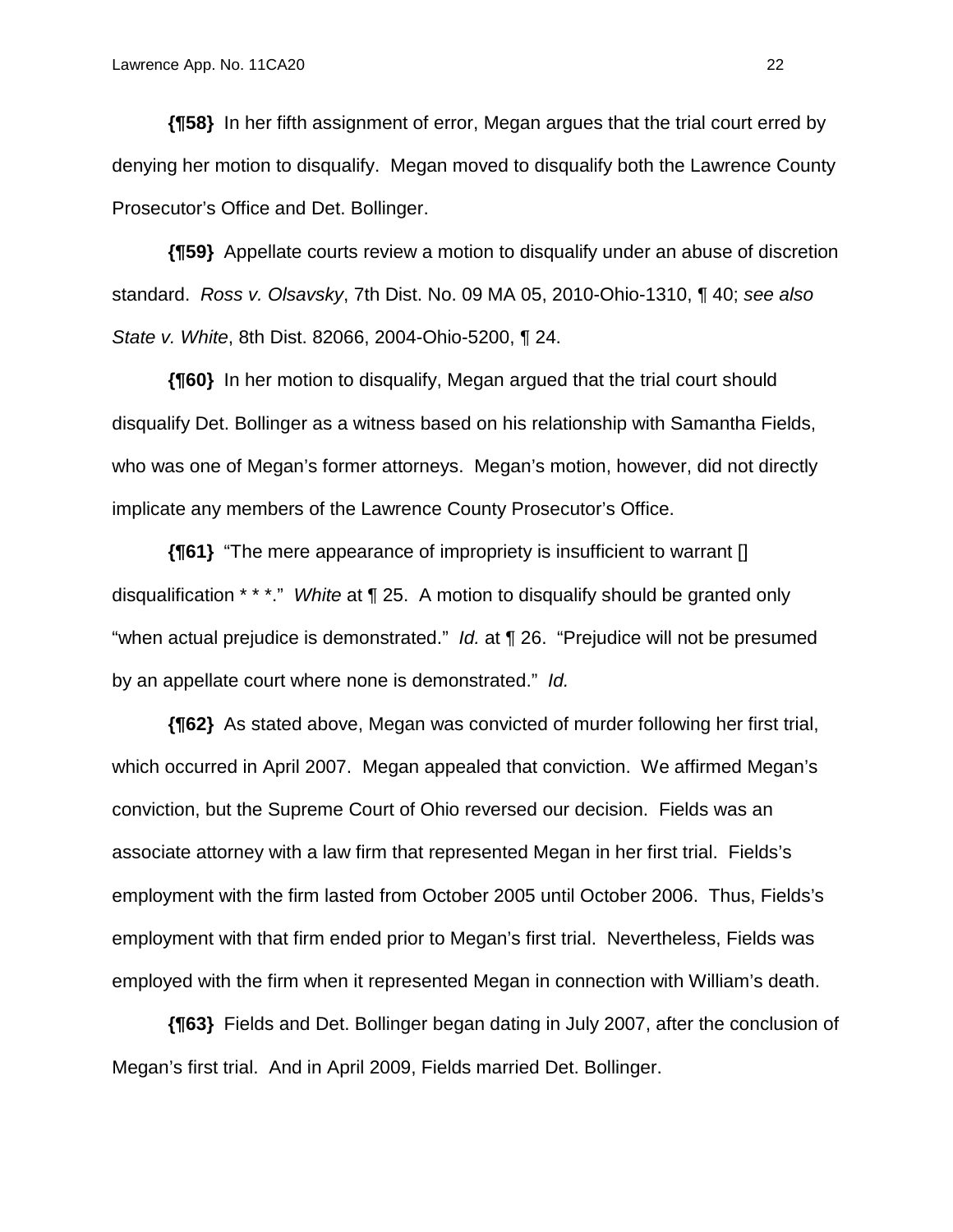**{¶58}** In her fifth assignment of error, Megan argues that the trial court erred by denying her motion to disqualify. Megan moved to disqualify both the Lawrence County Prosecutor's Office and Det. Bollinger.

**{¶59}** Appellate courts review a motion to disqualify under an abuse of discretion standard. *Ross v. Olsavsky*, 7th Dist. No. 09 MA 05, 2010-Ohio-1310, ¶ 40; *see also State v. White*, 8th Dist. 82066, 2004-Ohio-5200, ¶ 24.

**{¶60}** In her motion to disqualify, Megan argued that the trial court should disqualify Det. Bollinger as a witness based on his relationship with Samantha Fields, who was one of Megan's former attorneys. Megan's motion, however, did not directly implicate any members of the Lawrence County Prosecutor's Office.

**{¶61}** "The mere appearance of impropriety is insufficient to warrant [] disqualification * * *." *White* at ¶ 25. A motion to disqualify should be granted only "when actual prejudice is demonstrated." *Id.* at ¶ 26. "Prejudice will not be presumed by an appellate court where none is demonstrated." *Id.*

**{¶62}** As stated above, Megan was convicted of murder following her first trial, which occurred in April 2007. Megan appealed that conviction. We affirmed Megan's conviction, but the Supreme Court of Ohio reversed our decision. Fields was an associate attorney with a law firm that represented Megan in her first trial. Fields's employment with the firm lasted from October 2005 until October 2006. Thus, Fields's employment with that firm ended prior to Megan's first trial. Nevertheless, Fields was employed with the firm when it represented Megan in connection with William's death.

**{¶63}** Fields and Det. Bollinger began dating in July 2007, after the conclusion of Megan's first trial. And in April 2009, Fields married Det. Bollinger.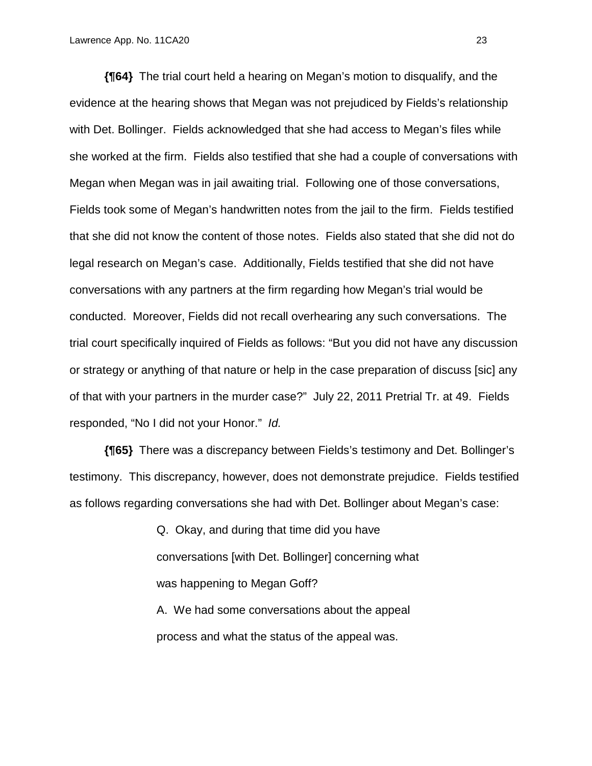**{¶64}** The trial court held a hearing on Megan's motion to disqualify, and the evidence at the hearing shows that Megan was not prejudiced by Fields's relationship with Det. Bollinger. Fields acknowledged that she had access to Megan's files while she worked at the firm. Fields also testified that she had a couple of conversations with Megan when Megan was in jail awaiting trial. Following one of those conversations, Fields took some of Megan's handwritten notes from the jail to the firm. Fields testified that she did not know the content of those notes. Fields also stated that she did not do legal research on Megan's case. Additionally, Fields testified that she did not have conversations with any partners at the firm regarding how Megan's trial would be conducted. Moreover, Fields did not recall overhearing any such conversations. The trial court specifically inquired of Fields as follows: "But you did not have any discussion or strategy or anything of that nature or help in the case preparation of discuss [sic] any of that with your partners in the murder case?" July 22, 2011 Pretrial Tr. at 49. Fields responded, "No I did not your Honor." *Id.*

**{¶65}** There was a discrepancy between Fields's testimony and Det. Bollinger's testimony. This discrepancy, however, does not demonstrate prejudice. Fields testified as follows regarding conversations she had with Det. Bollinger about Megan's case:

> Q. Okay, and during that time did you have conversations [with Det. Bollinger] concerning what was happening to Megan Goff?
>
> A. We had some conversations about the appeal process and what the status of the appeal was.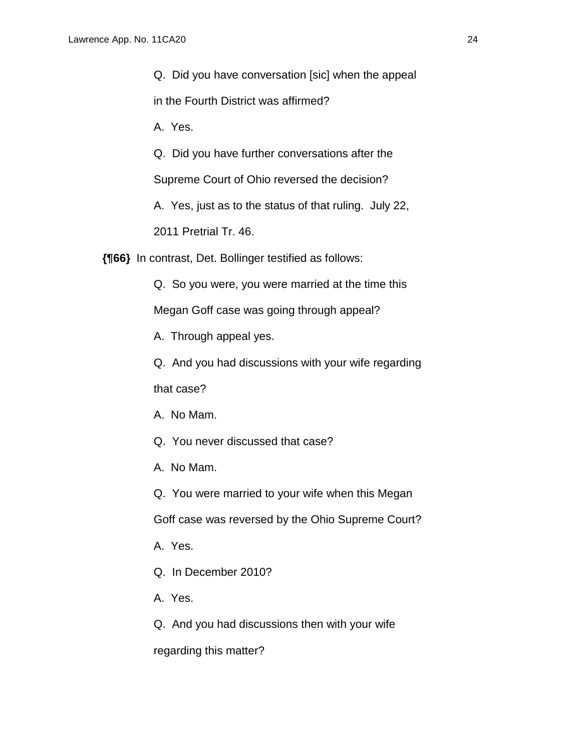> Q. Did you have conversation [sic] when the appeal in the Fourth District was affirmed?
>
> A. Yes.
>
> Q. Did you have further conversations after the Supreme Court of Ohio reversed the decision?
>
> A. Yes, just as to the status of that ruling. July 22, 2011 Pretrial Tr. 46.

**{¶66}** In contrast, Det. Bollinger testified as follows:

> Q. So you were, you were married at the time this Megan Goff case was going through appeal?
>
> A. Through appeal yes.
>
> Q. And you had discussions with your wife regarding that case?
>
> A. No Mam.
>
> Q. You never discussed that case?
>
> A. No Mam.
>
> Q. You were married to your wife when this Megan Goff case was reversed by the Ohio Supreme Court?
>
> A. Yes.
>
> Q. In December 2010?
>
> A. Yes.
>
> Q. And you had discussions then with your wife regarding this matter?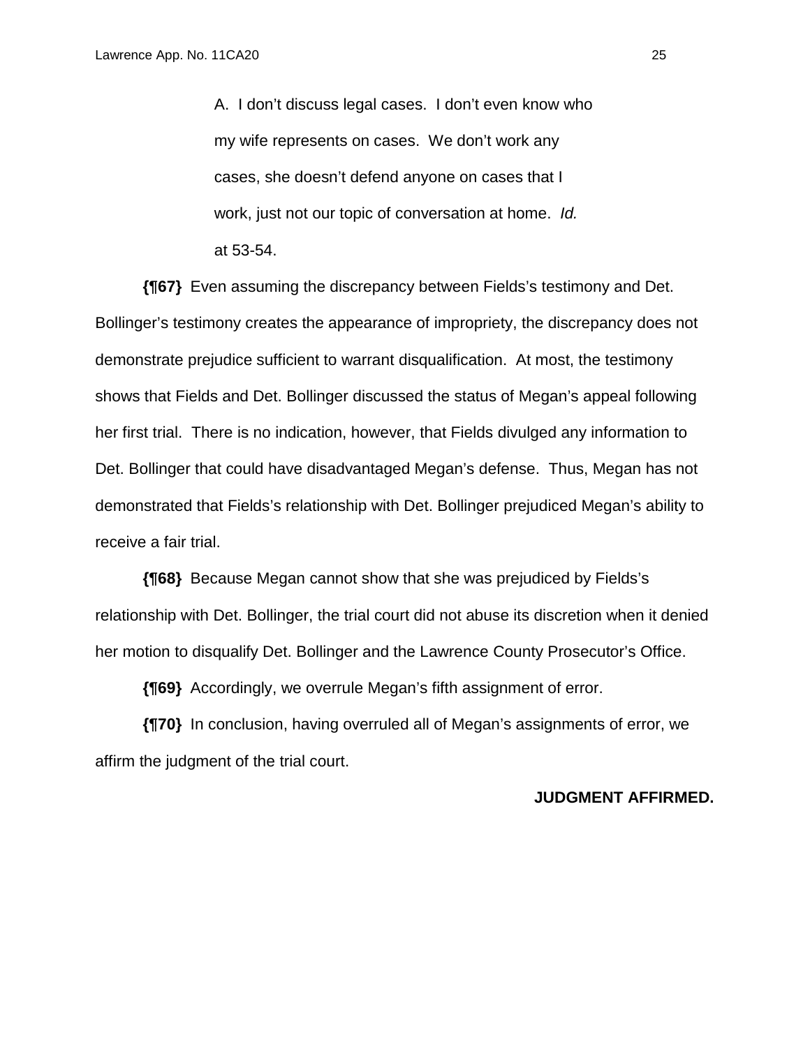> A. I don't discuss legal cases. I don't even know who my wife represents on cases. We don't work any cases, she doesn't defend anyone on cases that I work, just not our topic of conversation at home. *Id.* at 53-54.

**{¶67}** Even assuming the discrepancy between Fields's testimony and Det. Bollinger's testimony creates the appearance of impropriety, the discrepancy does not demonstrate prejudice sufficient to warrant disqualification. At most, the testimony shows that Fields and Det. Bollinger discussed the status of Megan's appeal following her first trial. There is no indication, however, that Fields divulged any information to Det. Bollinger that could have disadvantaged Megan's defense. Thus, Megan has not demonstrated that Fields's relationship with Det. Bollinger prejudiced Megan's ability to receive a fair trial.

**{¶68}** Because Megan cannot show that she was prejudiced by Fields's relationship with Det. Bollinger, the trial court did not abuse its discretion when it denied her motion to disqualify Det. Bollinger and the Lawrence County Prosecutor's Office.

**{¶69}** Accordingly, we overrule Megan's fifth assignment of error.

**{¶70}** In conclusion, having overruled all of Megan's assignments of error, we affirm the judgment of the trial court.

**JUDGMENT AFFIRMED.**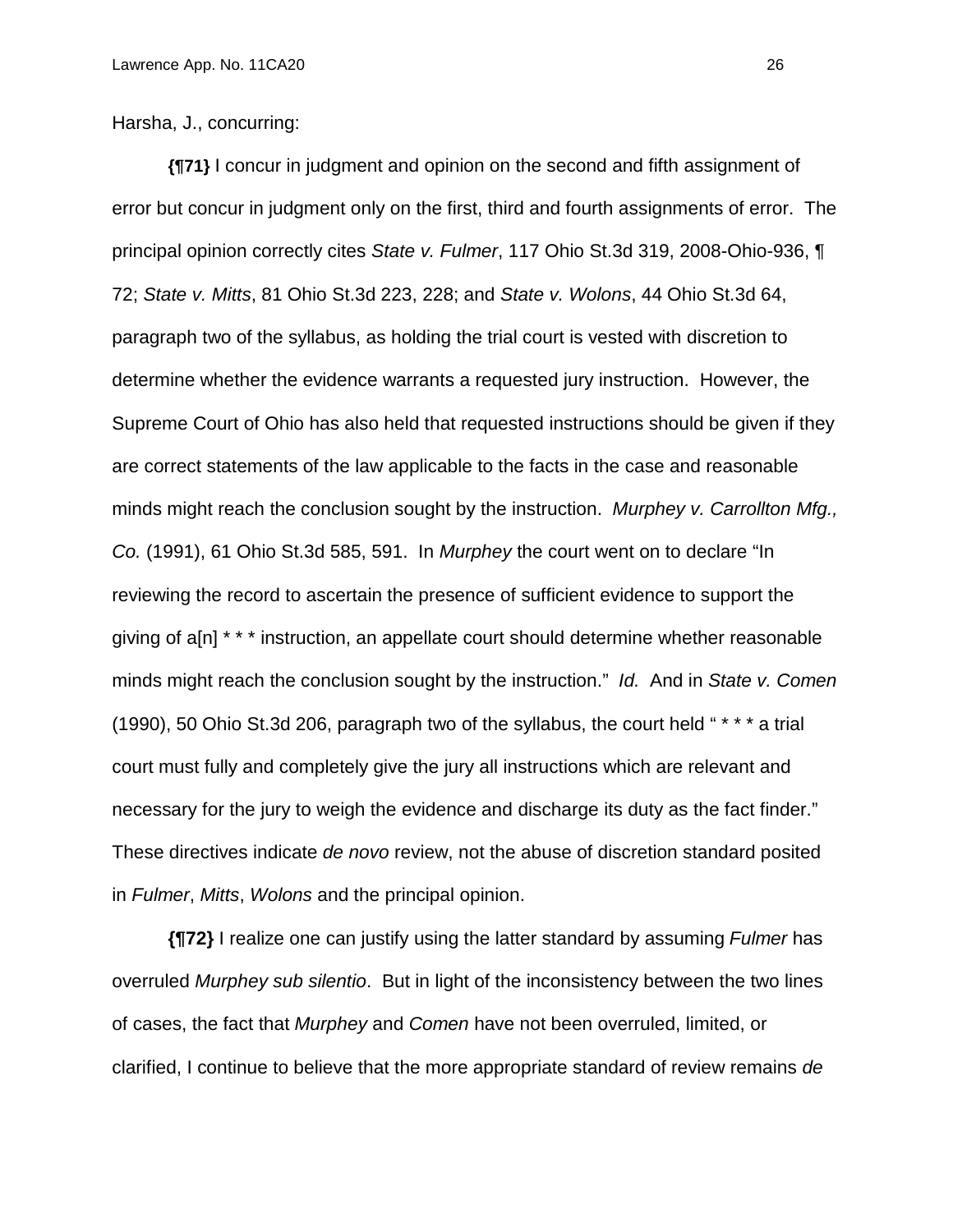Harsha, J., concurring:

**{¶71}** I concur in judgment and opinion on the second and fifth assignment of error but concur in judgment only on the first, third and fourth assignments of error. The principal opinion correctly cites *State v. Fulmer*, 117 Ohio St.3d 319, 2008-Ohio-936, ¶ 72; *State v. Mitts*, 81 Ohio St.3d 223, 228; and *State v. Wolons*, 44 Ohio St.3d 64, paragraph two of the syllabus, as holding the trial court is vested with discretion to determine whether the evidence warrants a requested jury instruction. However, the Supreme Court of Ohio has also held that requested instructions should be given if they are correct statements of the law applicable to the facts in the case and reasonable minds might reach the conclusion sought by the instruction. *Murphey v. Carrollton Mfg., Co.* (1991), 61 Ohio St.3d 585, 591. In *Murphey* the court went on to declare "In reviewing the record to ascertain the presence of sufficient evidence to support the giving of a[n] * * * instruction, an appellate court should determine whether reasonable minds might reach the conclusion sought by the instruction." *Id.* And in *State v. Comen* (1990), 50 Ohio St.3d 206, paragraph two of the syllabus, the court held " * * * a trial court must fully and completely give the jury all instructions which are relevant and necessary for the jury to weigh the evidence and discharge its duty as the fact finder." These directives indicate *de novo* review, not the abuse of discretion standard posited in *Fulmer*, *Mitts*, *Wolons* and the principal opinion.

**{¶72}** I realize one can justify using the latter standard by assuming *Fulmer* has overruled *Murphey sub silentio*. But in light of the inconsistency between the two lines of cases, the fact that *Murphey* and *Comen* have not been overruled, limited, or clarified, I continue to believe that the more appropriate standard of review remains *de*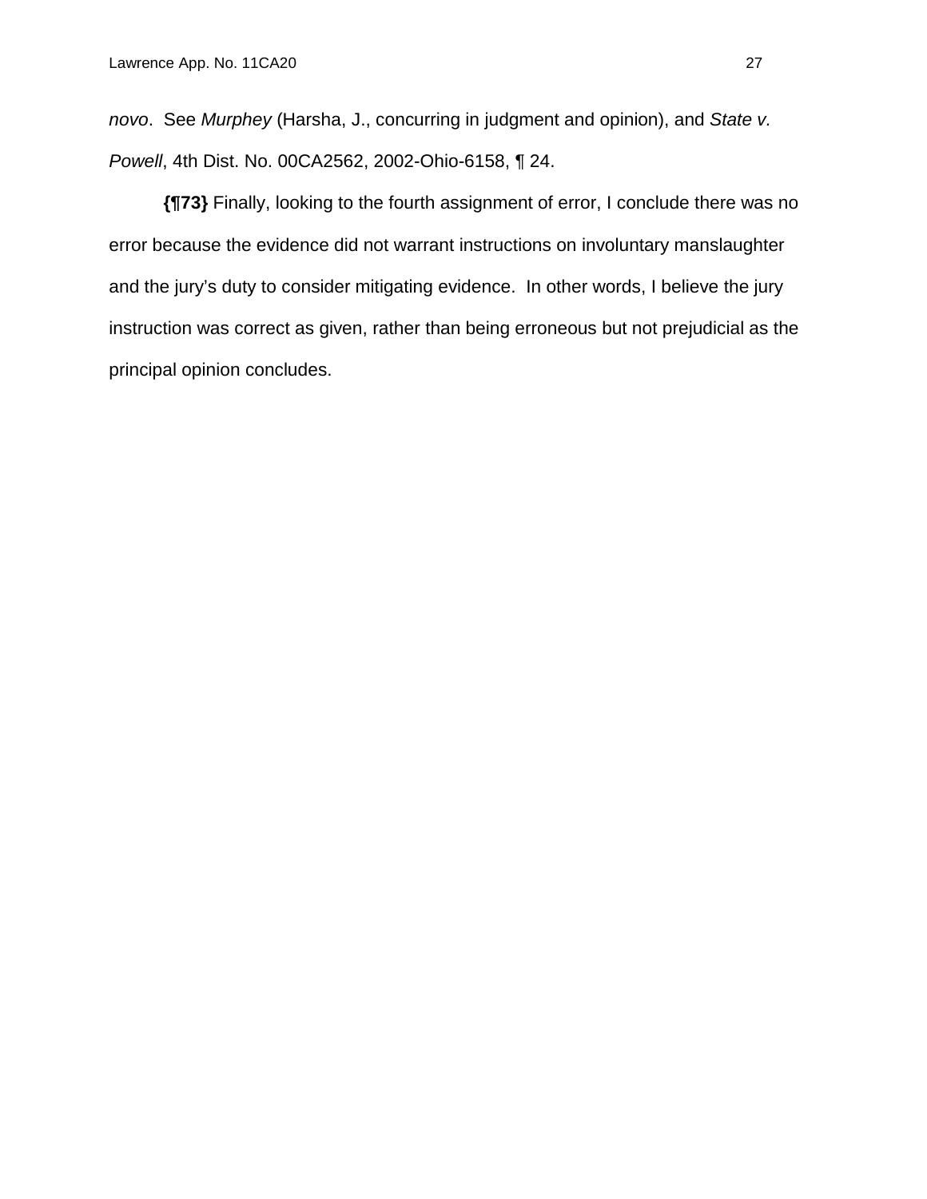*novo*. See *Murphey* (Harsha, J., concurring in judgment and opinion), and *State v. Powell*, 4th Dist. No. 00CA2562, 2002-Ohio-6158, ¶ 24.

**{¶73}** Finally, looking to the fourth assignment of error, I conclude there was no error because the evidence did not warrant instructions on involuntary manslaughter and the jury's duty to consider mitigating evidence. In other words, I believe the jury instruction was correct as given, rather than being erroneous but not prejudicial as the principal opinion concludes.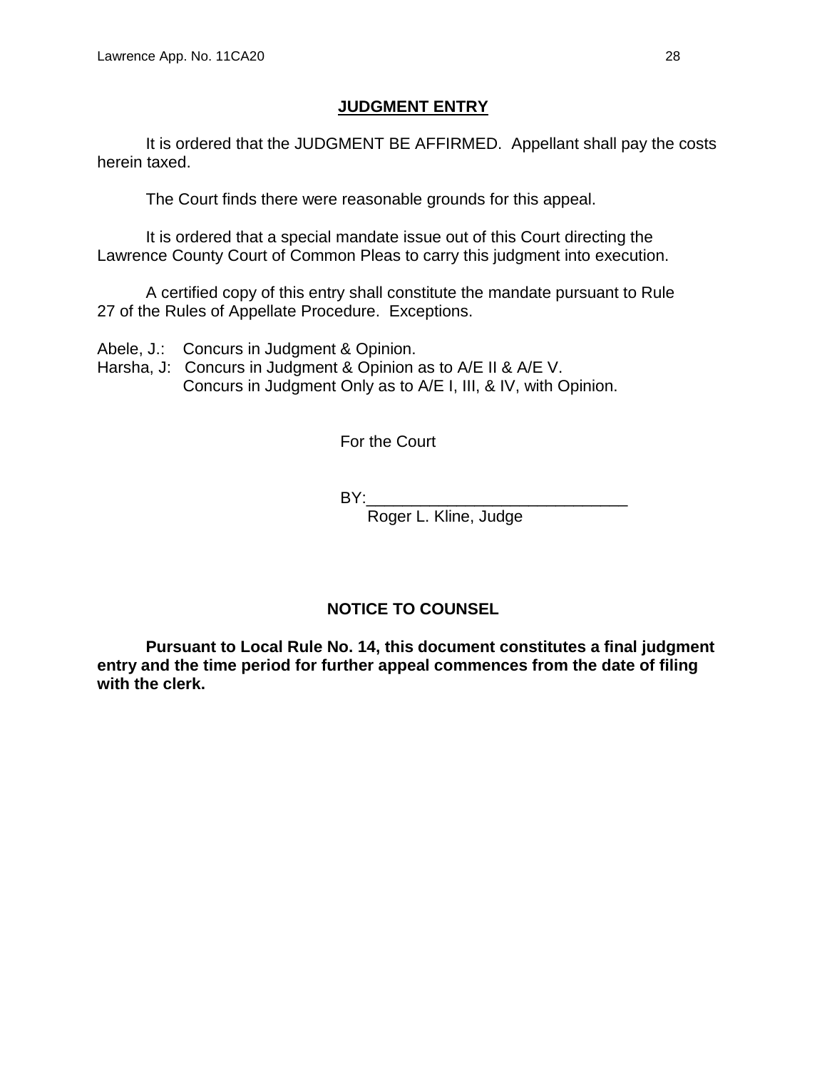## JUDGMENT ENTRY

It is ordered that the JUDGMENT BE AFFIRMED. Appellant shall pay the costs herein taxed.

The Court finds there were reasonable grounds for this appeal.

It is ordered that a special mandate issue out of this Court directing the Lawrence County Court of Common Pleas to carry this judgment into execution.

A certified copy of this entry shall constitute the mandate pursuant to Rule 27 of the Rules of Appellate Procedure. Exceptions.

Abele, J.: Concurs in Judgment & Opinion.
Harsha, J: Concurs in Judgment & Opinion as to A/E II & A/E V.
Concurs in Judgment Only as to A/E I, III, & IV, with Opinion.

For the Court

BY:_____________________________
Roger L. Kline, Judge

## NOTICE TO COUNSEL

**Pursuant to Local Rule No. 14, this document constitutes a final judgment entry and the time period for further appeal commences from the date of filing with the clerk.**